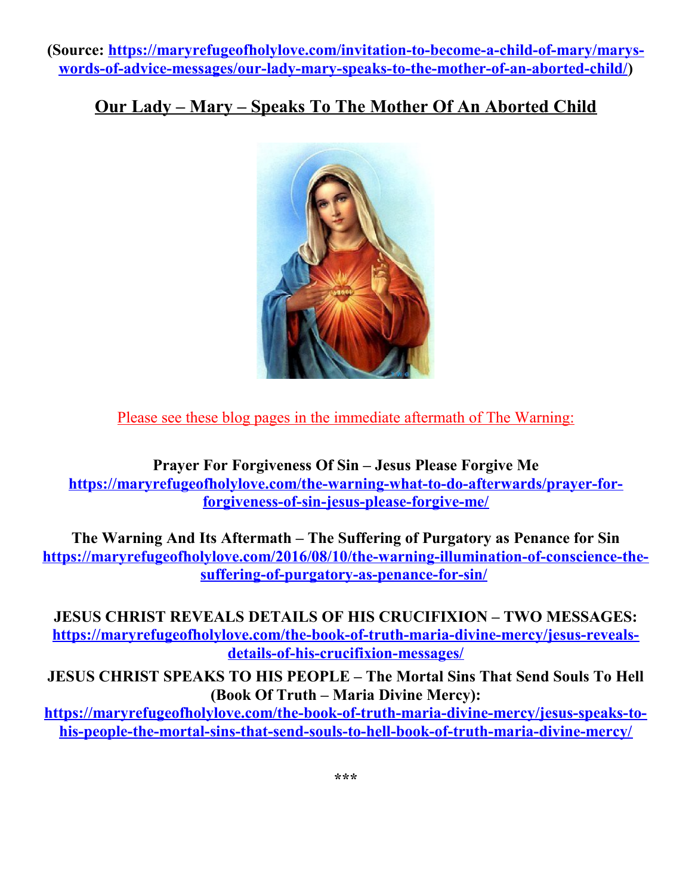**(Source: https://maryrefugeofholylove.com/invitation-to-become-a-child-of-mary/marys-words-of-advice-messages/our-lady-mary-speaks-to-the-mother-of-an-aborted-child/)**

# Our Lady – Mary – Speaks To The Mother Of An Aborted Child

Please see these blog pages in the immediate aftermath of The Warning:

**Prayer For Forgiveness Of Sin – Jesus Please Forgive Me**
**https://maryrefugeofholylove.com/the-warning-what-to-do-afterwards/prayer-for-forgiveness-of-sin-jesus-please-forgive-me/**

**The Warning And Its Aftermath – The Suffering of Purgatory as Penance for Sin**
**https://maryrefugeofholylove.com/2016/08/10/the-warning-illumination-of-conscience-the-suffering-of-purgatory-as-penance-for-sin/**

**JESUS CHRIST REVEALS DETAILS OF HIS CRUCIFIXION – TWO MESSAGES:**
**https://maryrefugeofholylove.com/the-book-of-truth-maria-divine-mercy/jesus-reveals-details-of-his-crucifixion-messages/**

**JESUS CHRIST SPEAKS TO HIS PEOPLE – The Mortal Sins That Send Souls To Hell (Book Of Truth – Maria Divine Mercy):**
**https://maryrefugeofholylove.com/the-book-of-truth-maria-divine-mercy/jesus-speaks-to-his-people-the-mortal-sins-that-send-souls-to-hell-book-of-truth-maria-divine-mercy/**

***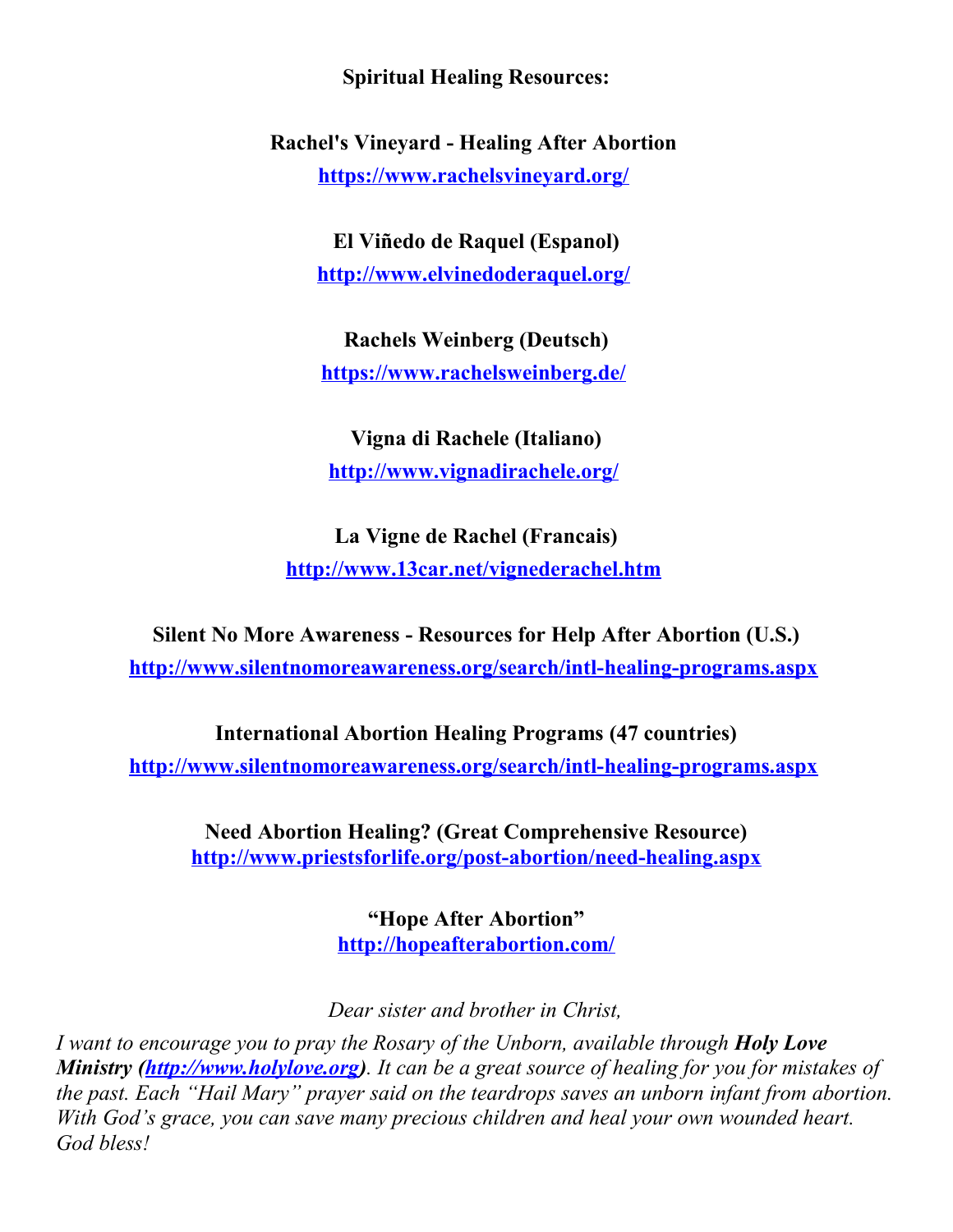**Spiritual Healing Resources:**

**Rachel's Vineyard - Healing After Abortion**
https://www.rachelsvineyard.org/

**El Viñedo de Raquel (Espanol)**
http://www.elvinedoderaquel.org/

**Rachels Weinberg (Deutsch)**
https://www.rachelsweinberg.de/

**Vigna di Rachele (Italiano)**
http://www.vignadirachele.org/

**La Vigne de Rachel (Francais)**
http://www.13car.net/vignederachel.htm

**Silent No More Awareness - Resources for Help After Abortion (U.S.)**
http://www.silentnomoreawareness.org/search/intl-healing-programs.aspx

**International Abortion Healing Programs (47 countries)**
http://www.silentnomoreawareness.org/search/intl-healing-programs.aspx

**Need Abortion Healing? (Great Comprehensive Resource)**
http://www.priestsforlife.org/post-abortion/need-healing.aspx

**"Hope After Abortion"**
http://hopeafterabortion.com/

*Dear sister and brother in Christ,*

*I want to encourage you to pray the Rosary of the Unborn, available through* ***Holy Love Ministry (http://www.holylove.org)****. It can be a great source of healing for you for mistakes of the past. Each "Hail Mary" prayer said on the teardrops saves an unborn infant from abortion. With God's grace, you can save many precious children and heal your own wounded heart. God bless!*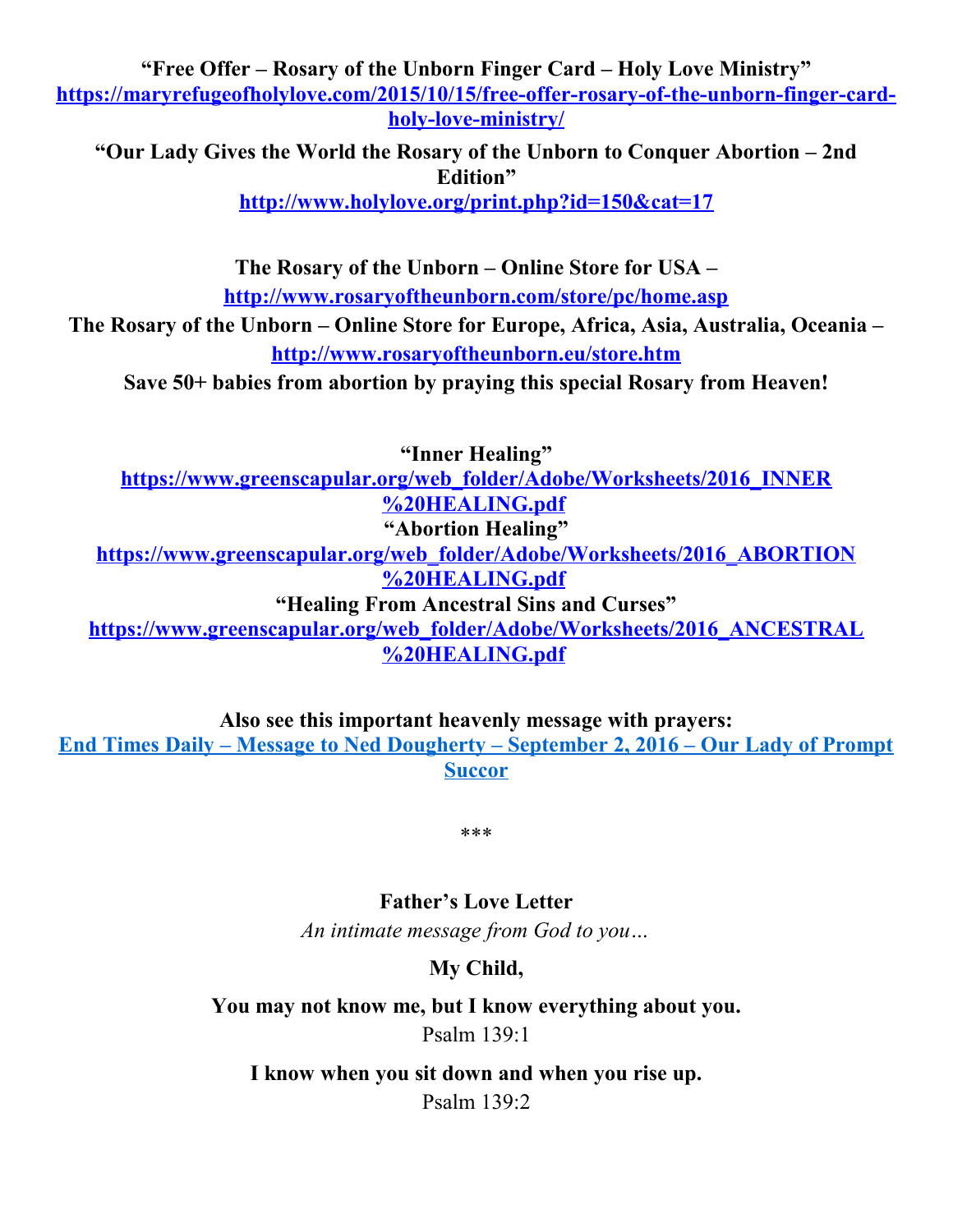**"Free Offer – Rosary of the Unborn Finger Card – Holy Love Ministry"**
**[https://maryrefugeofholylove.com/2015/10/15/free-offer-rosary-of-the-unborn-finger-card-holy-love-ministry/](https://maryrefugeofholylove.com/2015/10/15/free-offer-rosary-of-the-unborn-finger-card-holy-love-ministry/)**

**"Our Lady Gives the World the Rosary of the Unborn to Conquer Abortion – 2nd Edition"**
**[http://www.holylove.org/print.php?id=150&cat=17](http://www.holylove.org/print.php?id=150&cat=17)**

**The Rosary of the Unborn – Online Store for USA –**
**[http://www.rosaryoftheunborn.com/store/pc/home.asp](http://www.rosaryoftheunborn.com/store/pc/home.asp)**
**The Rosary of the Unborn – Online Store for Europe, Africa, Asia, Australia, Oceania –**
**[http://www.rosaryoftheunborn.eu/store.htm](http://www.rosaryoftheunborn.eu/store.htm)**
**Save 50+ babies from abortion by praying this special Rosary from Heaven!**

**"Inner Healing"**
**[https://www.greenscapular.org/web_folder/Adobe/Worksheets/2016_INNER%20HEALING.pdf](https://www.greenscapular.org/web_folder/Adobe/Worksheets/2016_INNER%20HEALING.pdf)**
**"Abortion Healing"**
**[https://www.greenscapular.org/web_folder/Adobe/Worksheets/2016_ABORTION%20HEALING.pdf](https://www.greenscapular.org/web_folder/Adobe/Worksheets/2016_ABORTION%20HEALING.pdf)**
**"Healing From Ancestral Sins and Curses"**
**[https://www.greenscapular.org/web_folder/Adobe/Worksheets/2016_ANCESTRAL%20HEALING.pdf](https://www.greenscapular.org/web_folder/Adobe/Worksheets/2016_ANCESTRAL%20HEALING.pdf)**

**Also see this important heavenly message with prayers:**
**End Times Daily – Message to Ned Dougherty – September 2, 2016 – Our Lady of Prompt Succor**

***

**Father's Love Letter**
*An intimate message from God to you…*

**My Child,**

**You may not know me, but I know everything about you.**
Psalm 139:1

**I know when you sit down and when you rise up.**
Psalm 139:2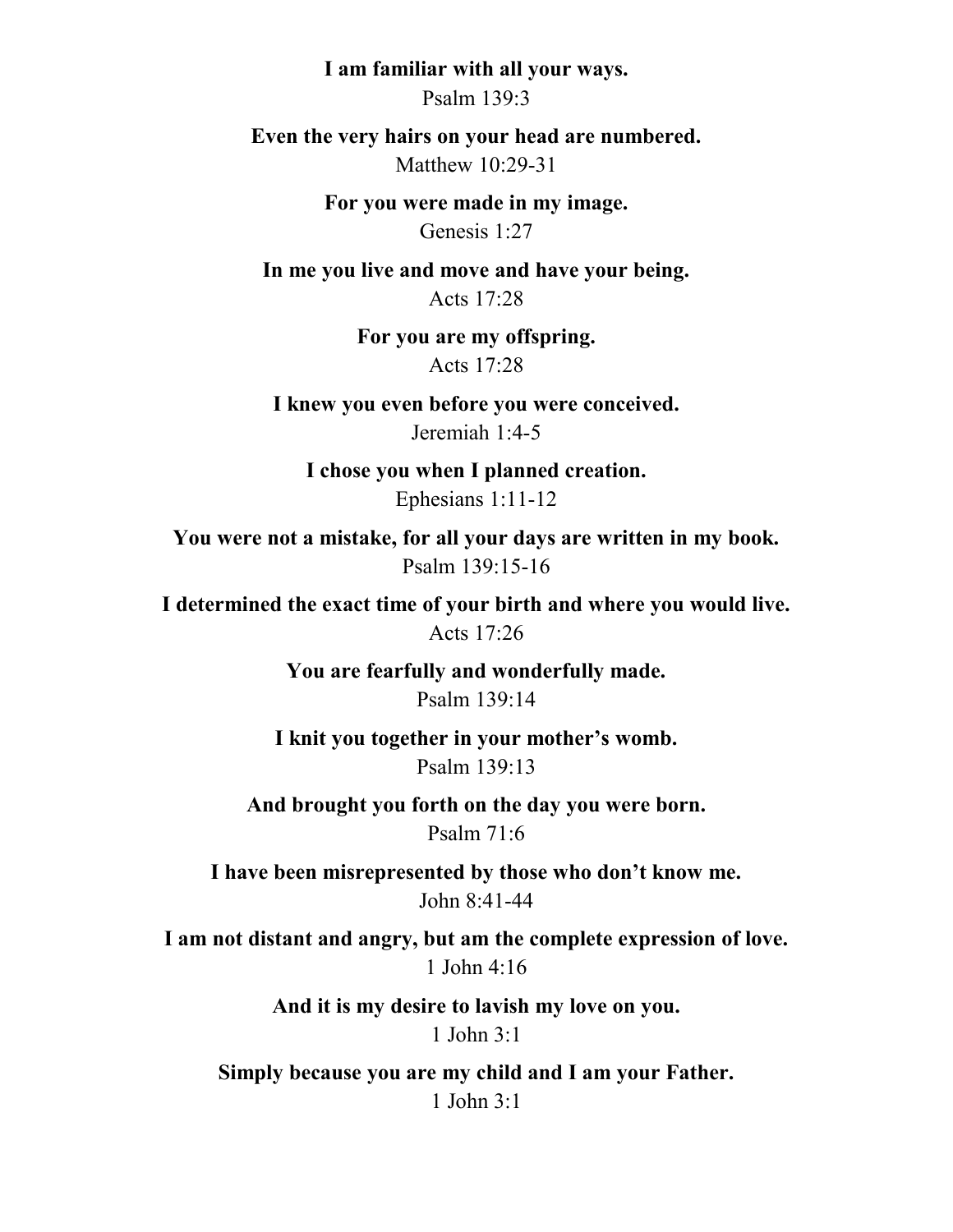**I am familiar with all your ways.**
Psalm 139:3

**Even the very hairs on your head are numbered.**
Matthew 10:29-31

**For you were made in my image.**
Genesis 1:27

**In me you live and move and have your being.**
Acts 17:28

**For you are my offspring.**
Acts 17:28

**I knew you even before you were conceived.**
Jeremiah 1:4-5

**I chose you when I planned creation.**
Ephesians 1:11-12

**You were not a mistake, for all your days are written in my book.**
Psalm 139:15-16

**I determined the exact time of your birth and where you would live.**
Acts 17:26

**You are fearfully and wonderfully made.**
Psalm 139:14

**I knit you together in your mother's womb.**
Psalm 139:13

**And brought you forth on the day you were born.**
Psalm 71:6

**I have been misrepresented by those who don't know me.**
John 8:41-44

**I am not distant and angry, but am the complete expression of love.**
1 John 4:16

**And it is my desire to lavish my love on you.**
1 John 3:1

**Simply because you are my child and I am your Father.**
1 John 3:1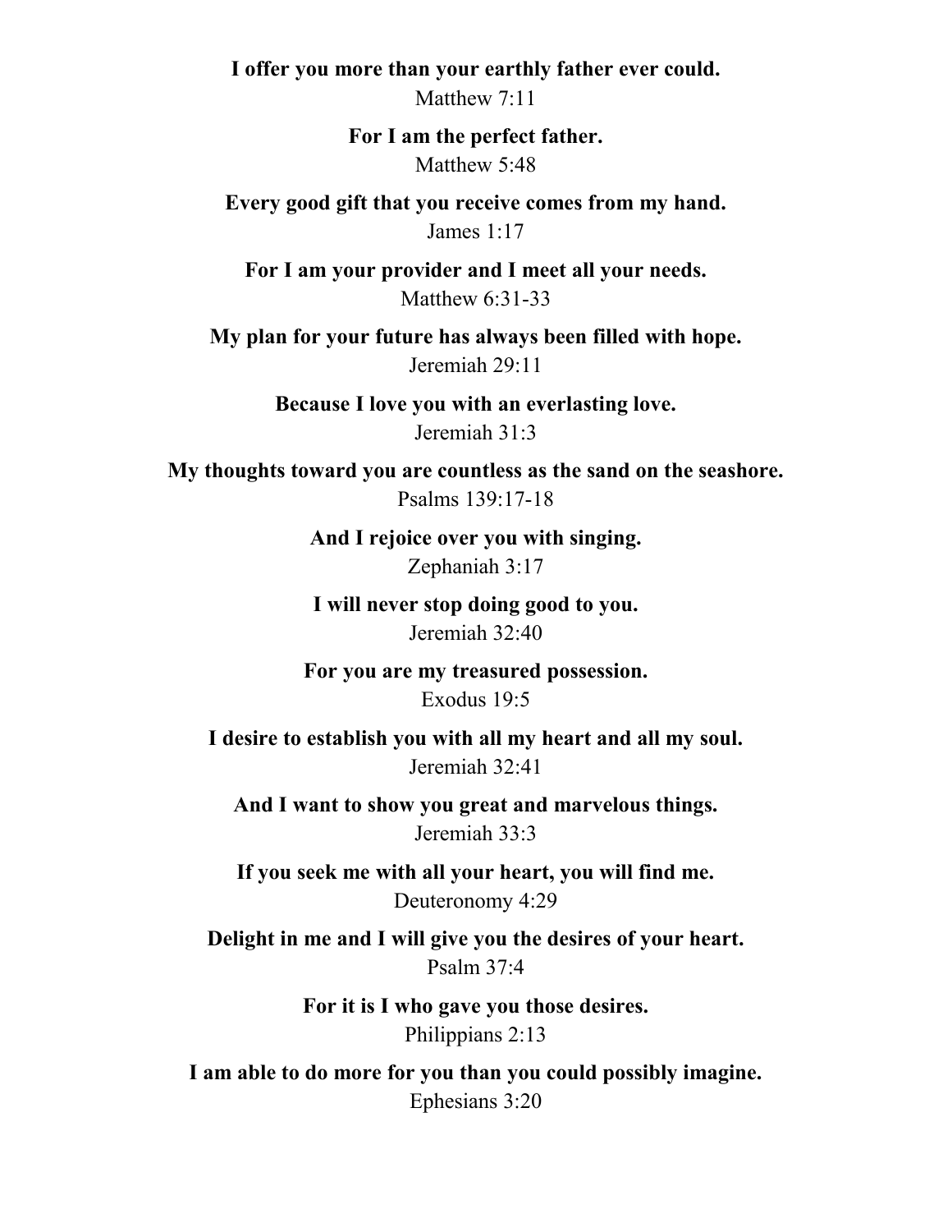**I offer you more than your earthly father ever could.**

Matthew 7:11

**For I am the perfect father.**

Matthew 5:48

**Every good gift that you receive comes from my hand.**

James 1:17

**For I am your provider and I meet all your needs.**

Matthew 6:31-33

**My plan for your future has always been filled with hope.**

Jeremiah 29:11

**Because I love you with an everlasting love.**

Jeremiah 31:3

**My thoughts toward you are countless as the sand on the seashore.**

Psalms 139:17-18

**And I rejoice over you with singing.**

Zephaniah 3:17

**I will never stop doing good to you.**

Jeremiah 32:40

**For you are my treasured possession.**

Exodus 19:5

**I desire to establish you with all my heart and all my soul.**

Jeremiah 32:41

**And I want to show you great and marvelous things.**

Jeremiah 33:3

**If you seek me with all your heart, you will find me.**

Deuteronomy 4:29

**Delight in me and I will give you the desires of your heart.**

Psalm 37:4

**For it is I who gave you those desires.**

Philippians 2:13

**I am able to do more for you than you could possibly imagine.**

Ephesians 3:20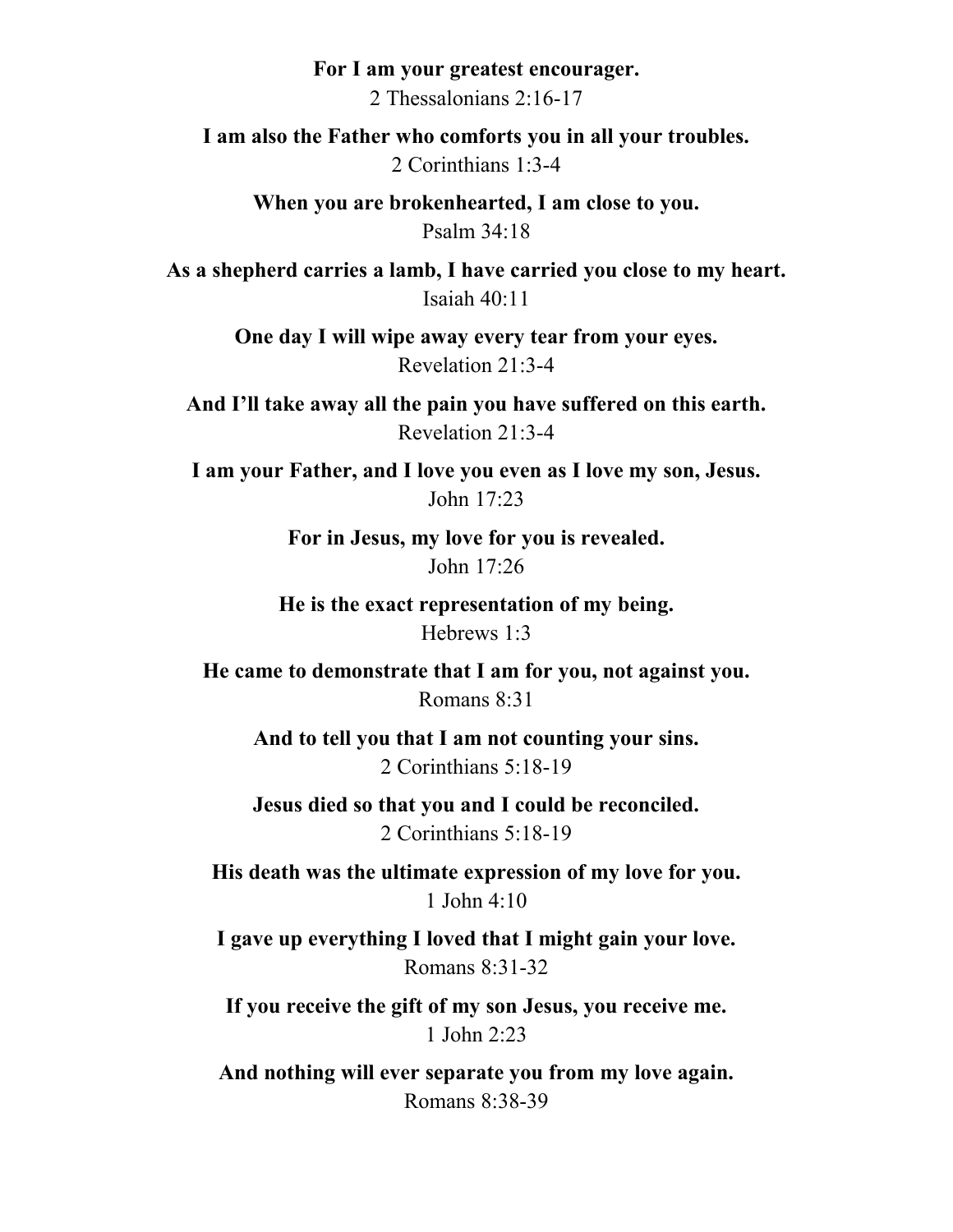**For I am your greatest encourager.**
2 Thessalonians 2:16-17

**I am also the Father who comforts you in all your troubles.**
2 Corinthians 1:3-4

**When you are brokenhearted, I am close to you.**
Psalm 34:18

**As a shepherd carries a lamb, I have carried you close to my heart.**
Isaiah 40:11

**One day I will wipe away every tear from your eyes.**
Revelation 21:3-4

**And I'll take away all the pain you have suffered on this earth.**
Revelation 21:3-4

**I am your Father, and I love you even as I love my son, Jesus.**
John 17:23

**For in Jesus, my love for you is revealed.**
John 17:26

**He is the exact representation of my being.**
Hebrews 1:3

**He came to demonstrate that I am for you, not against you.**
Romans 8:31

**And to tell you that I am not counting your sins.**
2 Corinthians 5:18-19

**Jesus died so that you and I could be reconciled.**
2 Corinthians 5:18-19

**His death was the ultimate expression of my love for you.**
1 John 4:10

**I gave up everything I loved that I might gain your love.**
Romans 8:31-32

**If you receive the gift of my son Jesus, you receive me.**
1 John 2:23

**And nothing will ever separate you from my love again.**
Romans 8:38-39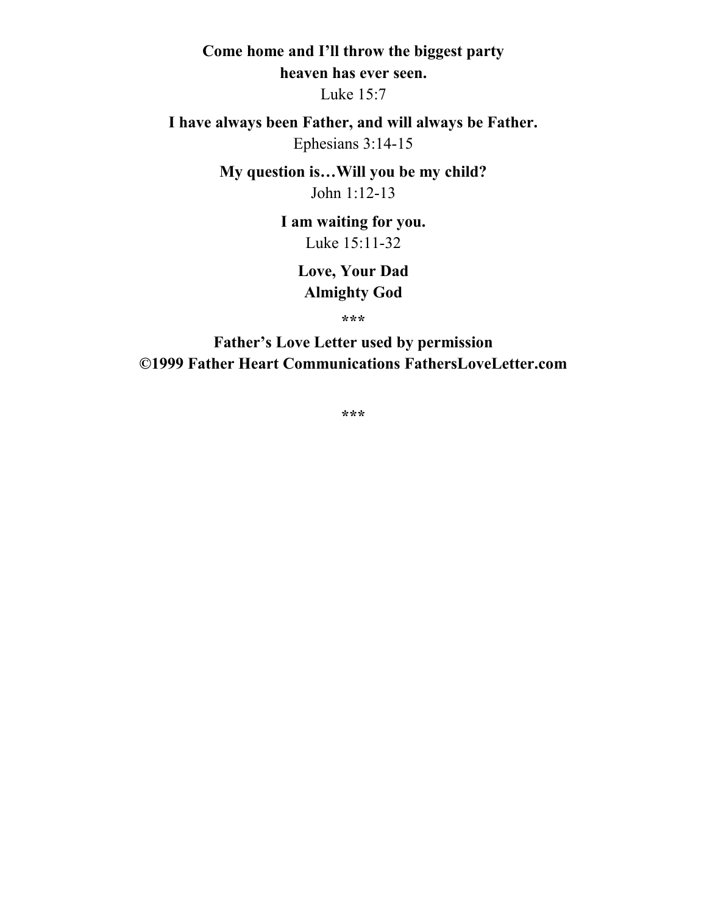**Come home and I'll throw the biggest party heaven has ever seen.**
Luke 15:7

**I have always been Father, and will always be Father.**
Ephesians 3:14-15

**My question is…Will you be my child?**
John 1:12-13

**I am waiting for you.**
Luke 15:11-32

**Love, Your Dad**
**Almighty God**

***

**Father's Love Letter used by permission**
**©1999 Father Heart Communications FathersLoveLetter.com**

***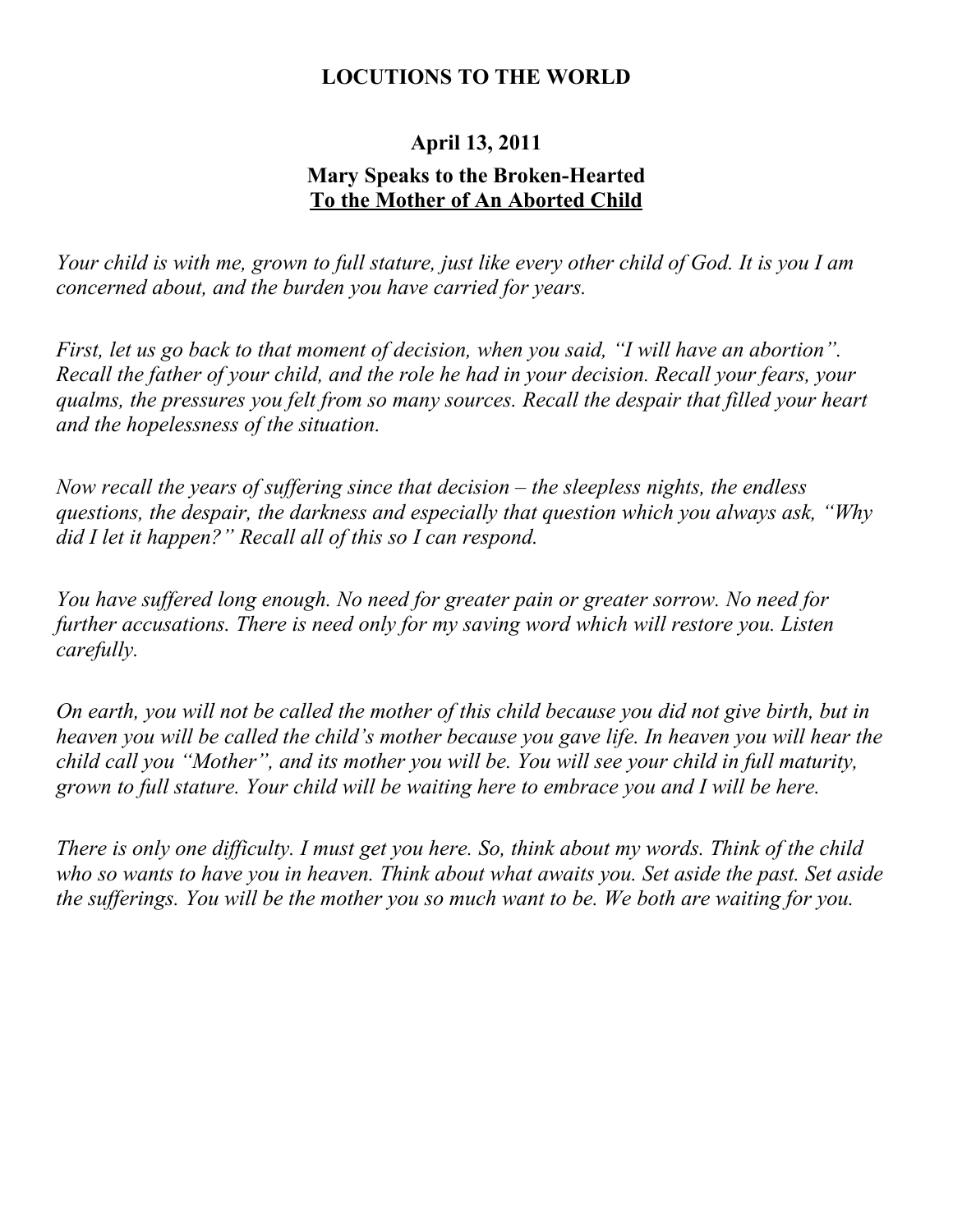# LOCUTIONS TO THE WORLD

## April 13, 2011

### Mary Speaks to the Broken-Hearted
### To the Mother of An Aborted Child

*Your child is with me, grown to full stature, just like every other child of God. It is you I am concerned about, and the burden you have carried for years.*

*First, let us go back to that moment of decision, when you said, "I will have an abortion". Recall the father of your child, and the role he had in your decision. Recall your fears, your qualms, the pressures you felt from so many sources. Recall the despair that filled your heart and the hopelessness of the situation.*

*Now recall the years of suffering since that decision – the sleepless nights, the endless questions, the despair, the darkness and especially that question which you always ask, "Why did I let it happen?" Recall all of this so I can respond.*

*You have suffered long enough. No need for greater pain or greater sorrow. No need for further accusations. There is need only for my saving word which will restore you. Listen carefully.*

*On earth, you will not be called the mother of this child because you did not give birth, but in heaven you will be called the child's mother because you gave life. In heaven you will hear the child call you "Mother", and its mother you will be. You will see your child in full maturity, grown to full stature. Your child will be waiting here to embrace you and I will be here.*

*There is only one difficulty. I must get you here. So, think about my words. Think of the child who so wants to have you in heaven. Think about what awaits you. Set aside the past. Set aside the sufferings. You will be the mother you so much want to be. We both are waiting for you.*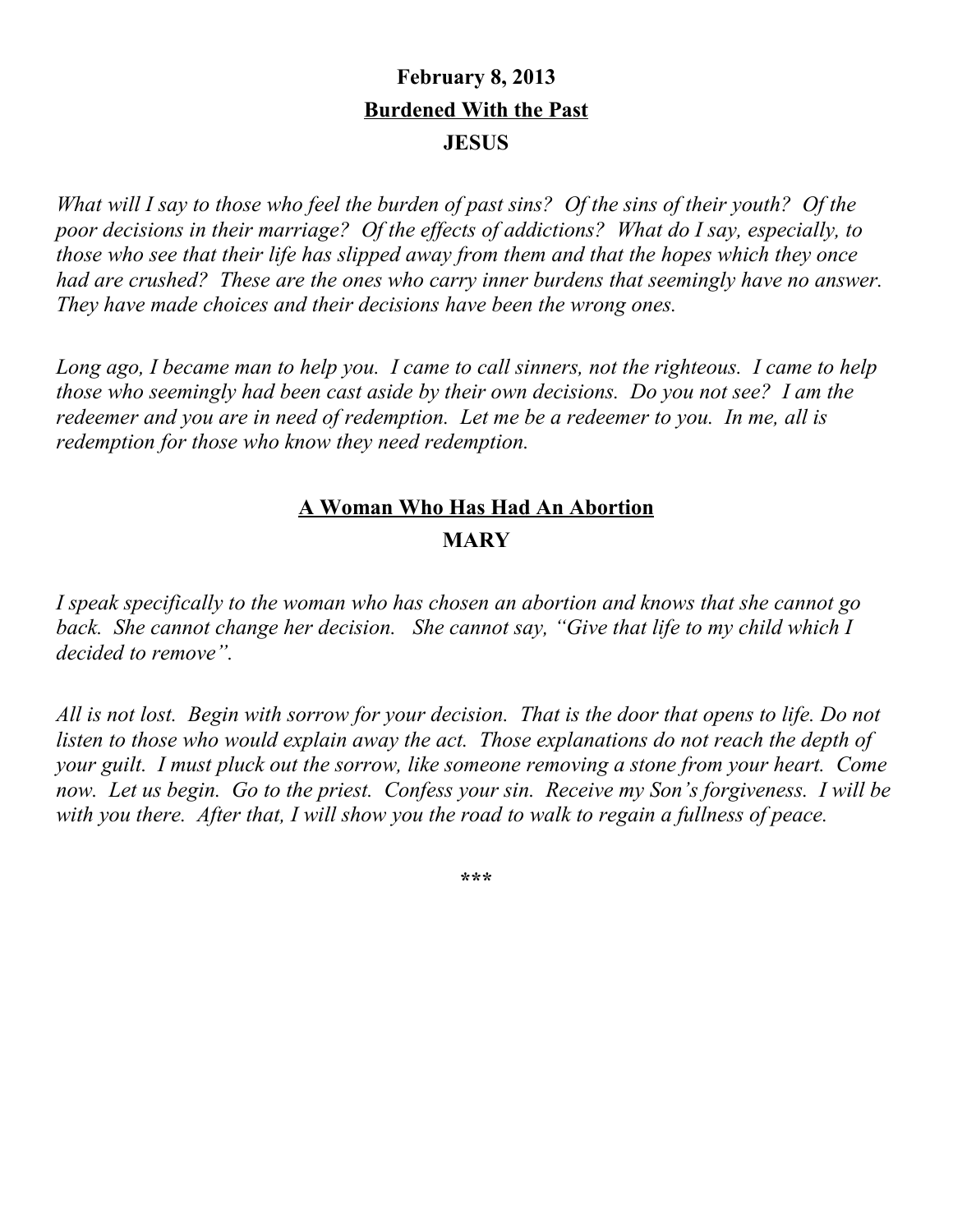**February 8, 2013**

**<u>Burdened With the Past</u>**

**JESUS**

*What will I say to those who feel the burden of past sins? Of the sins of their youth? Of the poor decisions in their marriage? Of the effects of addictions? What do I say, especially, to those who see that their life has slipped away from them and that the hopes which they once had are crushed? These are the ones who carry inner burdens that seemingly have no answer. They have made choices and their decisions have been the wrong ones.*

*Long ago, I became man to help you. I came to call sinners, not the righteous. I came to help those who seemingly had been cast aside by their own decisions. Do you not see? I am the redeemer and you are in need of redemption. Let me be a redeemer to you. In me, all is redemption for those who know they need redemption.*

**<u>A Woman Who Has Had An Abortion</u>**

**MARY**

*I speak specifically to the woman who has chosen an abortion and knows that she cannot go back. She cannot change her decision. She cannot say, "Give that life to my child which I decided to remove".*

*All is not lost. Begin with sorrow for your decision. That is the door that opens to life. Do not listen to those who would explain away the act. Those explanations do not reach the depth of your guilt. I must pluck out the sorrow, like someone removing a stone from your heart. Come now. Let us begin. Go to the priest. Confess your sin. Receive my Son's forgiveness. I will be with you there. After that, I will show you the road to walk to regain a fullness of peace.*

\*\*\*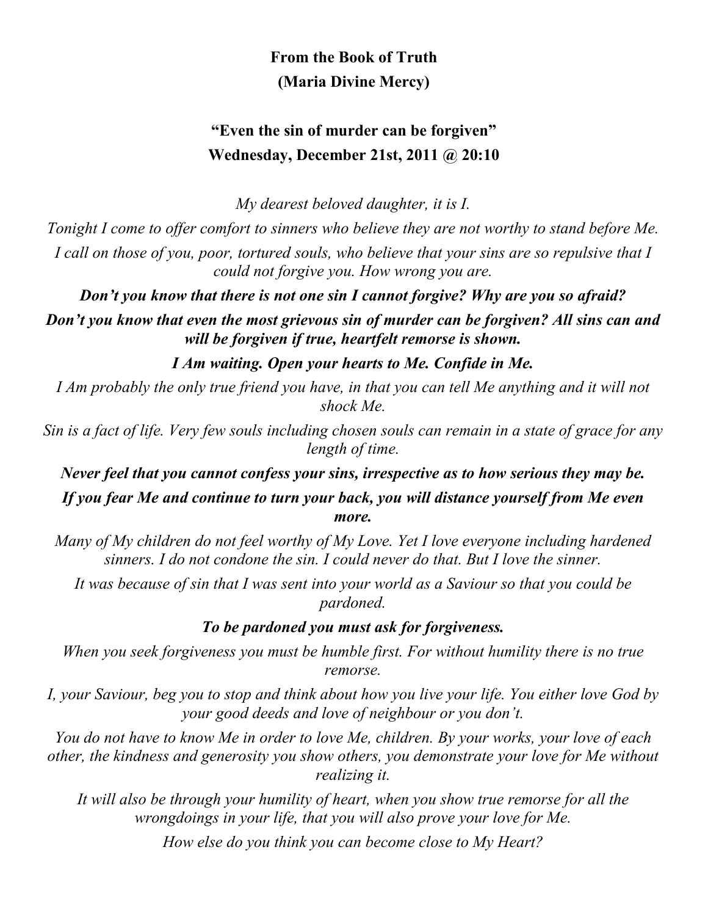**From the Book of Truth**
**(Maria Divine Mercy)**

## "Even the sin of murder can be forgiven"
## Wednesday, December 21st, 2011 @ 20:10

*My dearest beloved daughter, it is I.*

*Tonight I come to offer comfort to sinners who believe they are not worthy to stand before Me.*

*I call on those of you, poor, tortured souls, who believe that your sins are so repulsive that I could not forgive you. How wrong you are.*

***Don't you know that there is not one sin I cannot forgive? Why are you so afraid?***

***Don't you know that even the most grievous sin of murder can be forgiven? All sins can and will be forgiven if true, heartfelt remorse is shown.***

***I Am waiting. Open your hearts to Me. Confide in Me.***

*I Am probably the only true friend you have, in that you can tell Me anything and it will not shock Me.*

*Sin is a fact of life. Very few souls including chosen souls can remain in a state of grace for any length of time.*

***Never feel that you cannot confess your sins, irrespective as to how serious they may be.***

***If you fear Me and continue to turn your back, you will distance yourself from Me even more.***

*Many of My children do not feel worthy of My Love. Yet I love everyone including hardened sinners. I do not condone the sin. I could never do that. But I love the sinner.*

*It was because of sin that I was sent into your world as a Saviour so that you could be pardoned.*

***To be pardoned you must ask for forgiveness.***

*When you seek forgiveness you must be humble first. For without humility there is no true remorse.*

*I, your Saviour, beg you to stop and think about how you live your life. You either love God by your good deeds and love of neighbour or you don't.*

*You do not have to know Me in order to love Me, children. By your works, your love of each other, the kindness and generosity you show others, you demonstrate your love for Me without realizing it.*

*It will also be through your humility of heart, when you show true remorse for all the wrongdoings in your life, that you will also prove your love for Me.*

*How else do you think you can become close to My Heart?*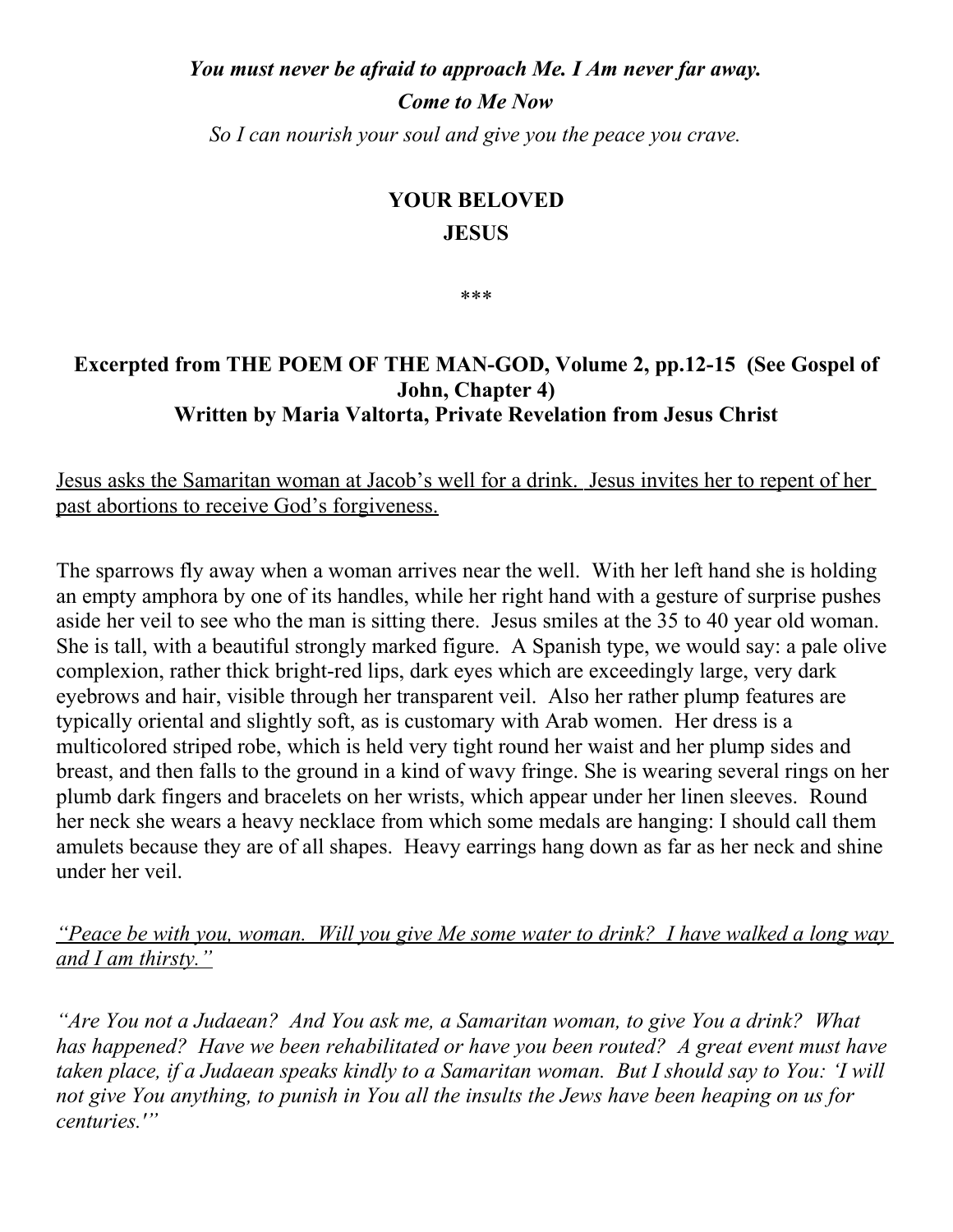*You must never be afraid to approach Me. I Am never far away.*

***Come to Me Now***

*So I can nourish your soul and give you the peace you crave.*

**YOUR BELOVED**

**JESUS**

\*\*\*

**Excerpted from THE POEM OF THE MAN-GOD, Volume 2, pp.12-15 (See Gospel of John, Chapter 4)**
**Written by Maria Valtorta, Private Revelation from Jesus Christ**

Jesus asks the Samaritan woman at Jacob's well for a drink. Jesus invites her to repent of her past abortions to receive God's forgiveness.

The sparrows fly away when a woman arrives near the well. With her left hand she is holding an empty amphora by one of its handles, while her right hand with a gesture of surprise pushes aside her veil to see who the man is sitting there. Jesus smiles at the 35 to 40 year old woman. She is tall, with a beautiful strongly marked figure. A Spanish type, we would say: a pale olive complexion, rather thick bright-red lips, dark eyes which are exceedingly large, very dark eyebrows and hair, visible through her transparent veil. Also her rather plump features are typically oriental and slightly soft, as is customary with Arab women. Her dress is a multicolored striped robe, which is held very tight round her waist and her plump sides and breast, and then falls to the ground in a kind of wavy fringe. She is wearing several rings on her plumb dark fingers and bracelets on her wrists, which appear under her linen sleeves. Round her neck she wears a heavy necklace from which some medals are hanging: I should call them amulets because they are of all shapes. Heavy earrings hang down as far as her neck and shine under her veil.

*"Peace be with you, woman. Will you give Me some water to drink? I have walked a long way and I am thirsty."*

*"Are You not a Judaean? And You ask me, a Samaritan woman, to give You a drink? What has happened? Have we been rehabilitated or have you been routed? A great event must have taken place, if a Judaean speaks kindly to a Samaritan woman. But I should say to You: 'I will not give You anything, to punish in You all the insults the Jews have been heaping on us for centuries.'"*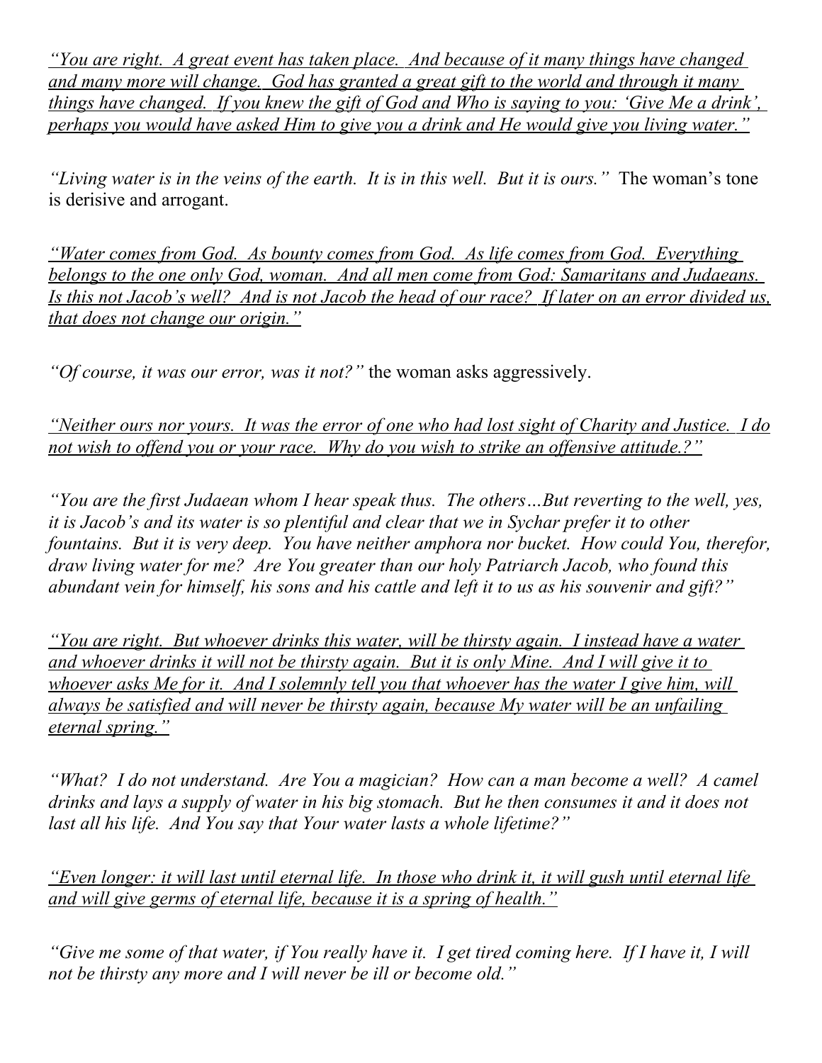<u>*"You are right. A great event has taken place. And because of it many things have changed and many more will change. God has granted a great gift to the world and through it many things have changed. If you knew the gift of God and Who is saying to you: 'Give Me a drink', perhaps you would have asked Him to give you a drink and He would give you living water."*</u>

*"Living water is in the veins of the earth. It is in this well. But it is ours."* The woman's tone is derisive and arrogant.

<u>*"Water comes from God. As bounty comes from God. As life comes from God. Everything belongs to the one only God, woman. And all men come from God: Samaritans and Judaeans. Is this not Jacob's well? And is not Jacob the head of our race? If later on an error divided us, that does not change our origin."*</u>

*"Of course, it was our error, was it not?"* the woman asks aggressively.

<u>*"Neither ours nor yours. It was the error of one who had lost sight of Charity and Justice. I do not wish to offend you or your race. Why do you wish to strike an offensive attitude.?"*</u>

*"You are the first Judaean whom I hear speak thus. The others…But reverting to the well, yes, it is Jacob's and its water is so plentiful and clear that we in Sychar prefer it to other fountains. But it is very deep. You have neither amphora nor bucket. How could You, therefor, draw living water for me? Are You greater than our holy Patriarch Jacob, who found this abundant vein for himself, his sons and his cattle and left it to us as his souvenir and gift?"*

<u>*"You are right. But whoever drinks this water, will be thirsty again. I instead have a water and whoever drinks it will not be thirsty again. But it is only Mine. And I will give it to whoever asks Me for it. And I solemnly tell you that whoever has the water I give him, will always be satisfied and will never be thirsty again, because My water will be an unfailing eternal spring."*</u>

*"What? I do not understand. Are You a magician? How can a man become a well? A camel drinks and lays a supply of water in his big stomach. But he then consumes it and it does not last all his life. And You say that Your water lasts a whole lifetime?"*

<u>*"Even longer: it will last until eternal life. In those who drink it, it will gush until eternal life and will give germs of eternal life, because it is a spring of health."*</u>

*"Give me some of that water, if You really have it. I get tired coming here. If I have it, I will not be thirsty any more and I will never be ill or become old."*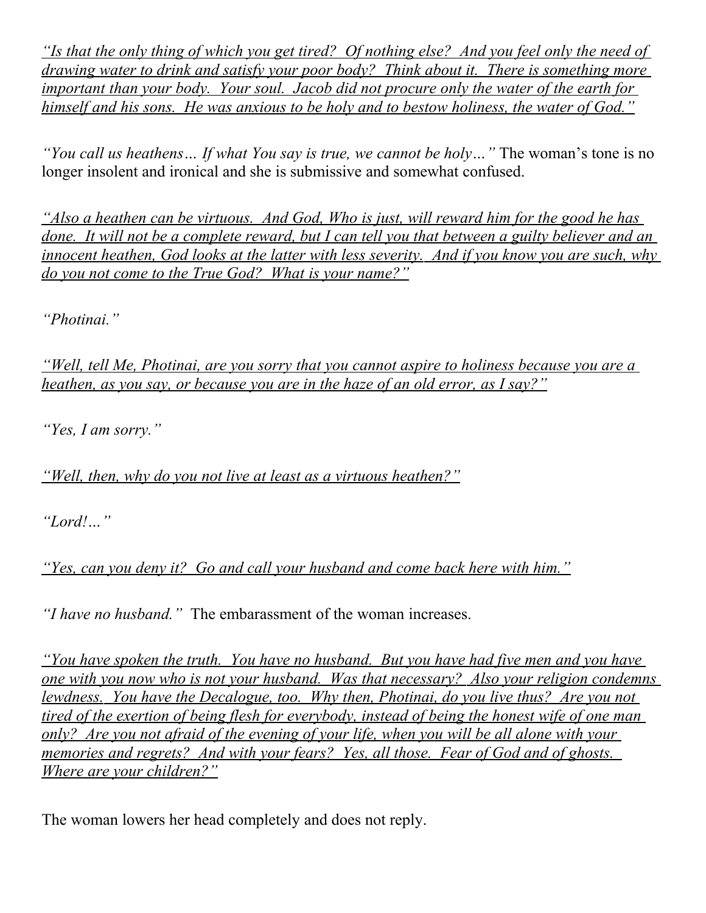*"Is that the only thing of which you get tired? Of nothing else? And you feel only the need of drawing water to drink and satisfy your poor body? Think about it. There is something more important than your body. Your soul. Jacob did not procure only the water of the earth for himself and his sons. He was anxious to be holy and to bestow holiness, the water of God."*

*"You call us heathens… If what You say is true, we cannot be holy…"* The woman's tone is no longer insolent and ironical and she is submissive and somewhat confused.

*"Also a heathen can be virtuous. And God, Who is just, will reward him for the good he has done. It will not be a complete reward, but I can tell you that between a guilty believer and an innocent heathen, God looks at the latter with less severity. And if you know you are such, why do you not come to the True God? What is your name?"*

*"Photinai."*

*"Well, tell Me, Photinai, are you sorry that you cannot aspire to holiness because you are a heathen, as you say, or because you are in the haze of an old error, as I say?"*

*"Yes, I am sorry."*

*"Well, then, why do you not live at least as a virtuous heathen?"*

*"Lord!…"*

*"Yes, can you deny it? Go and call your husband and come back here with him."*

*"I have no husband."* The embarassment of the woman increases.

*"You have spoken the truth. You have no husband. But you have had five men and you have one with you now who is not your husband. Was that necessary? Also your religion condemns lewdness. You have the Decalogue, too. Why then, Photinai, do you live thus? Are you not tired of the exertion of being flesh for everybody, instead of being the honest wife of one man only? Are you not afraid of the evening of your life, when you will be all alone with your memories and regrets? And with your fears? Yes, all those. Fear of God and of ghosts. Where are your children?"*

The woman lowers her head completely and does not reply.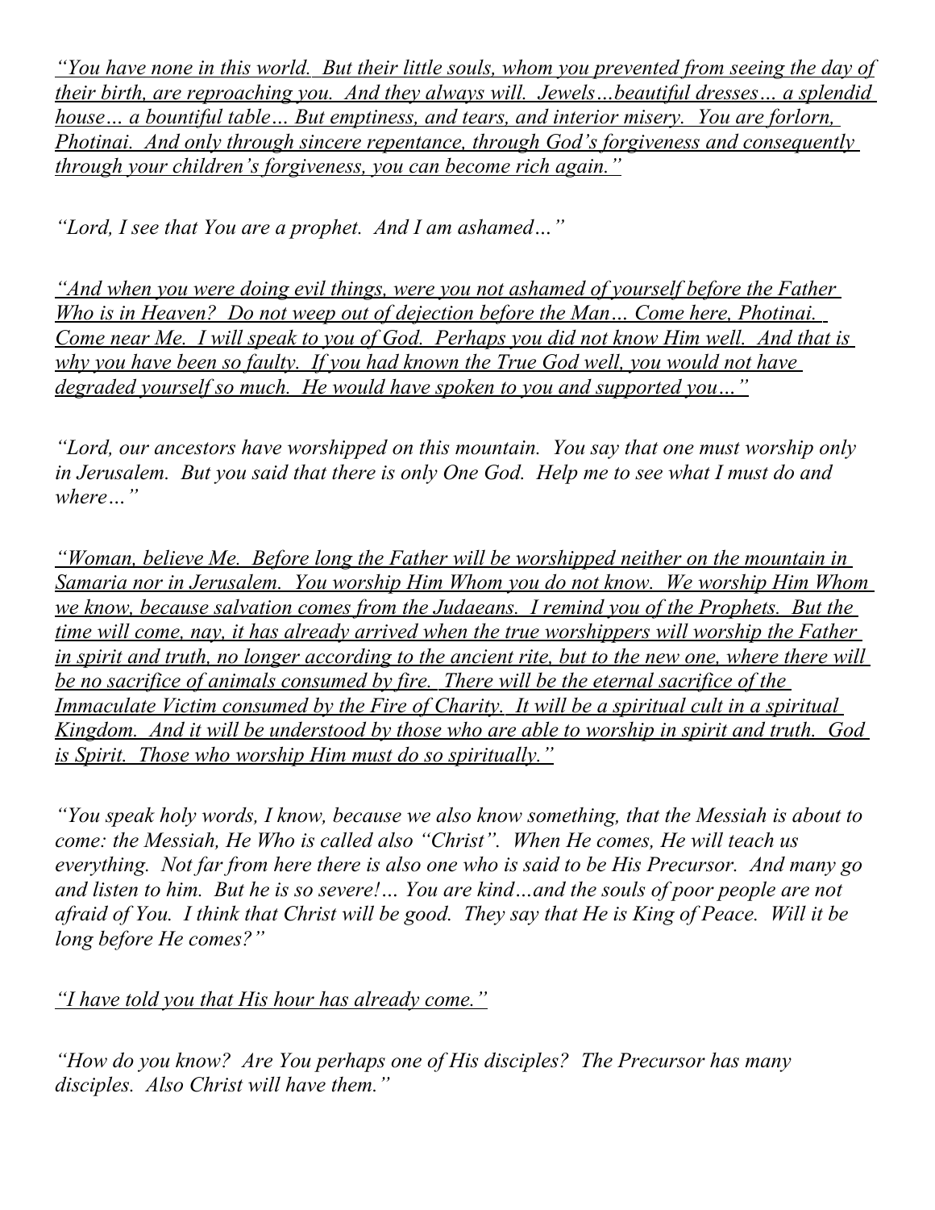*<u>“You have none in this world. But their little souls, whom you prevented from seeing the day of their birth, are reproaching you. And they always will. Jewels…beautiful dresses… a splendid house… a bountiful table… But emptiness, and tears, and interior misery. You are forlorn, Photinai. And only through sincere repentance, through God’s forgiveness and consequently through your children’s forgiveness, you can become rich again.”</u>*

*“Lord, I see that You are a prophet. And I am ashamed…”*

*<u>“And when you were doing evil things, were you not ashamed of yourself before the Father Who is in Heaven? Do not weep out of dejection before the Man… Come here, Photinai. Come near Me. I will speak to you of God. Perhaps you did not know Him well. And that is why you have been so faulty. If you had known the True God well, you would not have degraded yourself so much. He would have spoken to you and supported you…”</u>*

*“Lord, our ancestors have worshipped on this mountain. You say that one must worship only in Jerusalem. But you said that there is only One God. Help me to see what I must do and where…”*

*<u>“Woman, believe Me. Before long the Father will be worshipped neither on the mountain in Samaria nor in Jerusalem. You worship Him Whom you do not know. We worship Him Whom we know, because salvation comes from the Judaeans. I remind you of the Prophets. But the time will come, nay, it has already arrived when the true worshippers will worship the Father in spirit and truth, no longer according to the ancient rite, but to the new one, where there will be no sacrifice of animals consumed by fire. There will be the eternal sacrifice of the Immaculate Victim consumed by the Fire of Charity. It will be a spiritual cult in a spiritual Kingdom. And it will be understood by those who are able to worship in spirit and truth. God is Spirit. Those who worship Him must do so spiritually.”</u>*

*“You speak holy words, I know, because we also know something, that the Messiah is about to come: the Messiah, He Who is called also “Christ”. When He comes, He will teach us everything. Not far from here there is also one who is said to be His Precursor. And many go and listen to him. But he is so severe!… You are kind…and the souls of poor people are not afraid of You. I think that Christ will be good. They say that He is King of Peace. Will it be long before He comes?”*

*<u>“I have told you that His hour has already come.”</u>*

*“How do you know? Are You perhaps one of His disciples? The Precursor has many disciples. Also Christ will have them.”*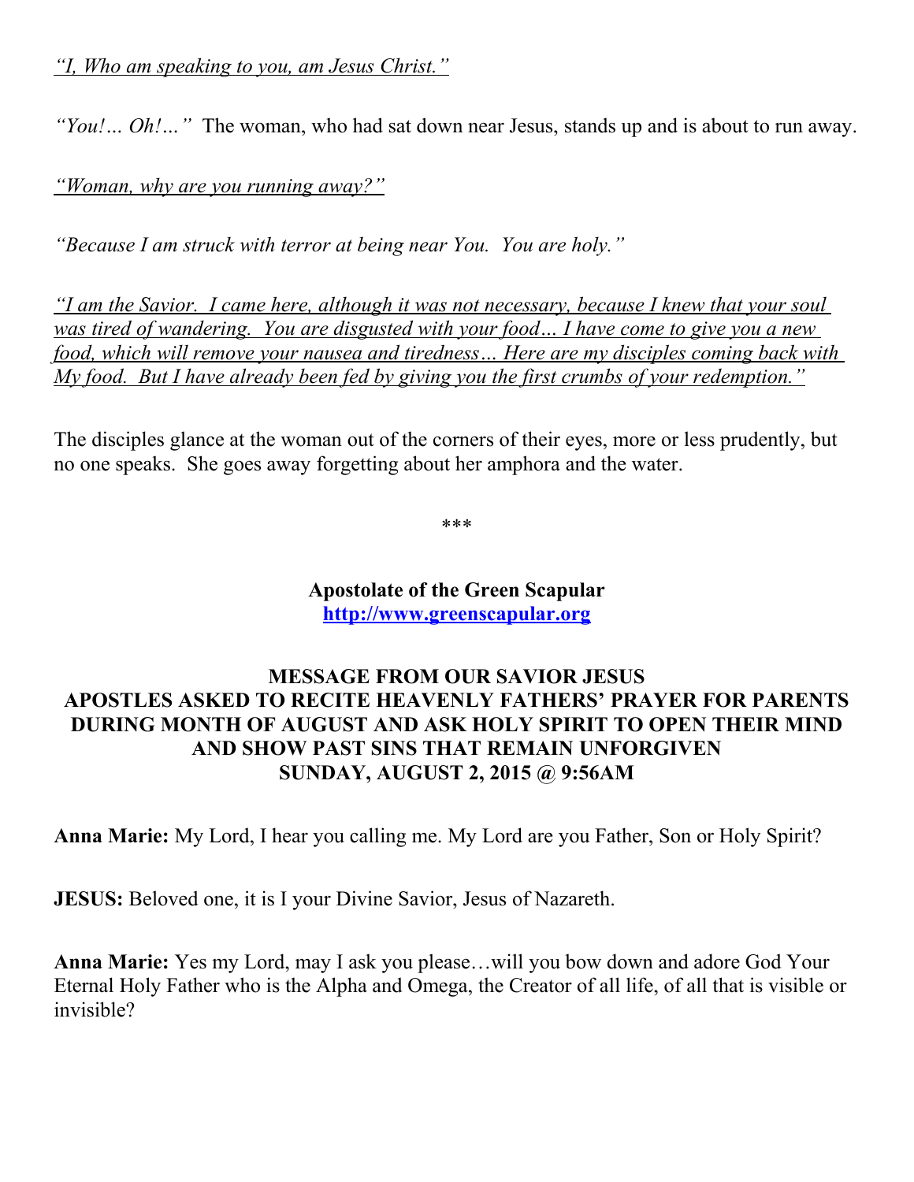*"I, Who am speaking to you, am Jesus Christ."*

*"You!... Oh!..."* The woman, who had sat down near Jesus, stands up and is about to run away.

*"Woman, why are you running away?"*

*"Because I am struck with terror at being near You. You are holy."*

*"I am the Savior. I came here, although it was not necessary, because I knew that your soul was tired of wandering. You are disgusted with your food… I have come to give you a new food, which will remove your nausea and tiredness… Here are my disciples coming back with My food. But I have already been fed by giving you the first crumbs of your redemption."*

The disciples glance at the woman out of the corners of their eyes, more or less prudently, but no one speaks. She goes away forgetting about her amphora and the water.

***

**Apostolate of the Green Scapular**
**[http://www.greenscapular.org](http://www.greenscapular.org)**

**MESSAGE FROM OUR SAVIOR JESUS**
**APOSTLES ASKED TO RECITE HEAVENLY FATHERS' PRAYER FOR PARENTS DURING MONTH OF AUGUST AND ASK HOLY SPIRIT TO OPEN THEIR MIND AND SHOW PAST SINS THAT REMAIN UNFORGIVEN**
**SUNDAY, AUGUST 2, 2015 @ 9:56AM**

**Anna Marie:** My Lord, I hear you calling me. My Lord are you Father, Son or Holy Spirit?

**JESUS:** Beloved one, it is I your Divine Savior, Jesus of Nazareth.

**Anna Marie:** Yes my Lord, may I ask you please…will you bow down and adore God Your Eternal Holy Father who is the Alpha and Omega, the Creator of all life, of all that is visible or invisible?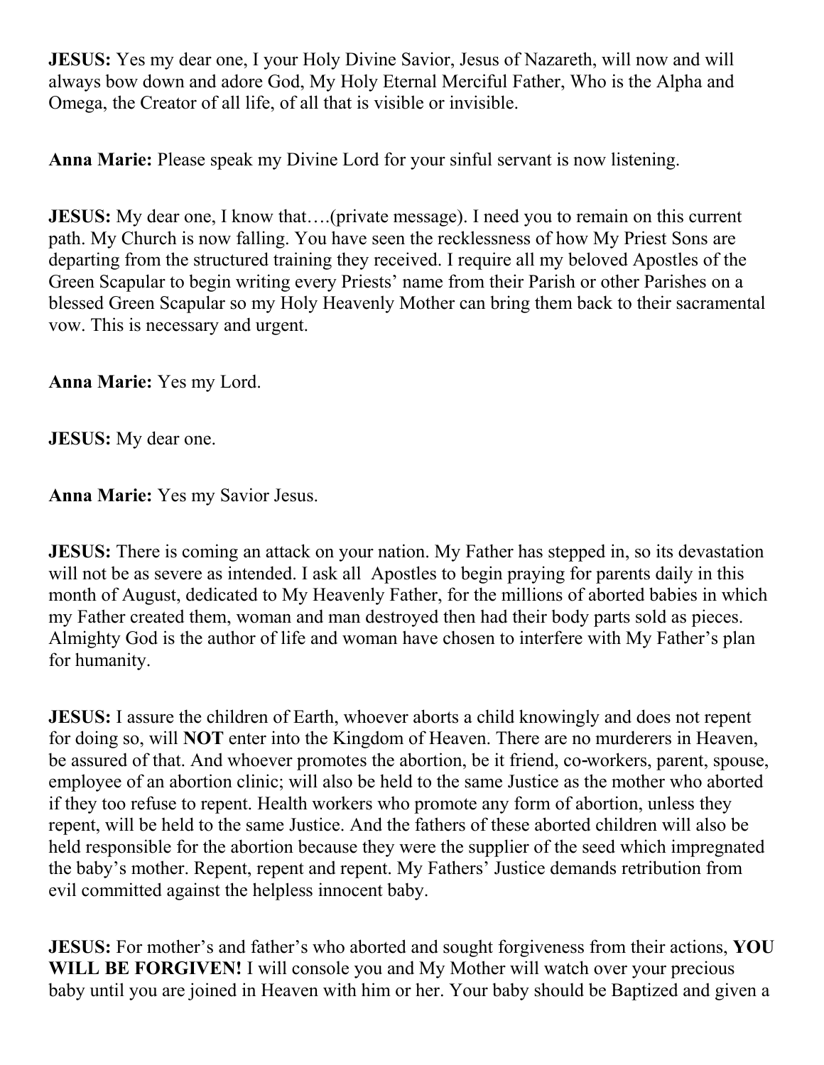**JESUS:** Yes my dear one, I your Holy Divine Savior, Jesus of Nazareth, will now and will always bow down and adore God, My Holy Eternal Merciful Father, Who is the Alpha and Omega, the Creator of all life, of all that is visible or invisible.

**Anna Marie:** Please speak my Divine Lord for your sinful servant is now listening.

**JESUS:** My dear one, I know that….(private message). I need you to remain on this current path. My Church is now falling. You have seen the recklessness of how My Priest Sons are departing from the structured training they received. I require all my beloved Apostles of the Green Scapular to begin writing every Priests' name from their Parish or other Parishes on a blessed Green Scapular so my Holy Heavenly Mother can bring them back to their sacramental vow. This is necessary and urgent.

**Anna Marie:** Yes my Lord.

**JESUS:** My dear one.

**Anna Marie:** Yes my Savior Jesus.

**JESUS:** There is coming an attack on your nation. My Father has stepped in, so its devastation will not be as severe as intended. I ask all Apostles to begin praying for parents daily in this month of August, dedicated to My Heavenly Father, for the millions of aborted babies in which my Father created them, woman and man destroyed then had their body parts sold as pieces. Almighty God is the author of life and woman have chosen to interfere with My Father's plan for humanity.

**JESUS:** I assure the children of Earth, whoever aborts a child knowingly and does not repent for doing so, will **NOT** enter into the Kingdom of Heaven. There are no murderers in Heaven, be assured of that. And whoever promotes the abortion, be it friend, co-workers, parent, spouse, employee of an abortion clinic; will also be held to the same Justice as the mother who aborted if they too refuse to repent. Health workers who promote any form of abortion, unless they repent, will be held to the same Justice. And the fathers of these aborted children will also be held responsible for the abortion because they were the supplier of the seed which impregnated the baby's mother. Repent, repent and repent. My Fathers' Justice demands retribution from evil committed against the helpless innocent baby.

**JESUS:** For mother's and father's who aborted and sought forgiveness from their actions, **YOU WILL BE FORGIVEN!** I will console you and My Mother will watch over your precious baby until you are joined in Heaven with him or her. Your baby should be Baptized and given a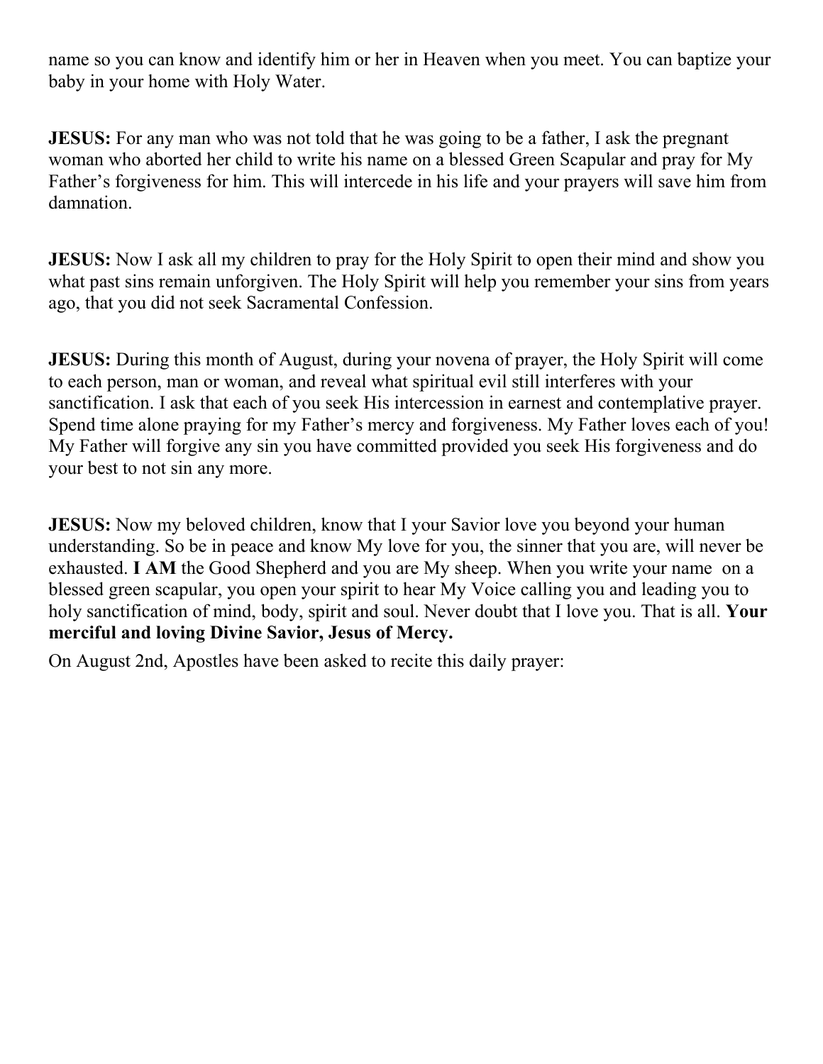name so you can know and identify him or her in Heaven when you meet. You can baptize your baby in your home with Holy Water.

**JESUS:** For any man who was not told that he was going to be a father, I ask the pregnant woman who aborted her child to write his name on a blessed Green Scapular and pray for My Father's forgiveness for him. This will intercede in his life and your prayers will save him from damnation.

**JESUS:** Now I ask all my children to pray for the Holy Spirit to open their mind and show you what past sins remain unforgiven. The Holy Spirit will help you remember your sins from years ago, that you did not seek Sacramental Confession.

**JESUS:** During this month of August, during your novena of prayer, the Holy Spirit will come to each person, man or woman, and reveal what spiritual evil still interferes with your sanctification. I ask that each of you seek His intercession in earnest and contemplative prayer. Spend time alone praying for my Father's mercy and forgiveness. My Father loves each of you! My Father will forgive any sin you have committed provided you seek His forgiveness and do your best to not sin any more.

**JESUS:** Now my beloved children, know that I your Savior love you beyond your human understanding. So be in peace and know My love for you, the sinner that you are, will never be exhausted. **I AM** the Good Shepherd and you are My sheep. When you write your name on a blessed green scapular, you open your spirit to hear My Voice calling you and leading you to holy sanctification of mind, body, spirit and soul. Never doubt that I love you. That is all. **Your merciful and loving Divine Savior, Jesus of Mercy.**

On August 2nd, Apostles have been asked to recite this daily prayer: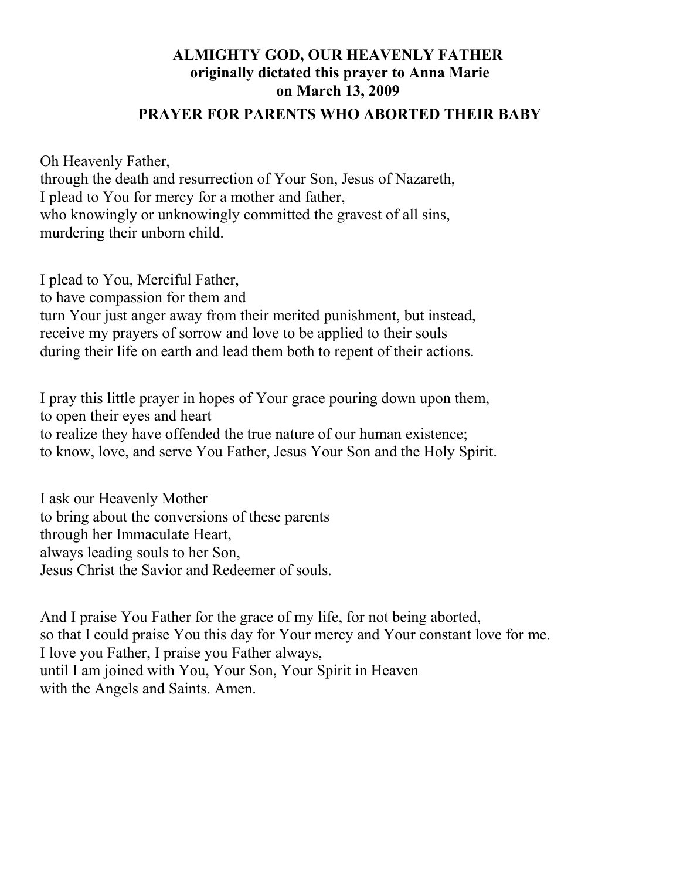**ALMIGHTY GOD, OUR HEAVENLY FATHER**
**originally dictated this prayer to Anna Marie**
**on March 13, 2009**

## PRAYER FOR PARENTS WHO ABORTED THEIR BABY

Oh Heavenly Father,
through the death and resurrection of Your Son, Jesus of Nazareth,
I plead to You for mercy for a mother and father,
who knowingly or unknowingly committed the gravest of all sins,
murdering their unborn child.

I plead to You, Merciful Father,
to have compassion for them and
turn Your just anger away from their merited punishment, but instead,
receive my prayers of sorrow and love to be applied to their souls
during their life on earth and lead them both to repent of their actions.

I pray this little prayer in hopes of Your grace pouring down upon them,
to open their eyes and heart
to realize they have offended the true nature of our human existence;
to know, love, and serve You Father, Jesus Your Son and the Holy Spirit.

I ask our Heavenly Mother
to bring about the conversions of these parents
through her Immaculate Heart,
always leading souls to her Son,
Jesus Christ the Savior and Redeemer of souls.

And I praise You Father for the grace of my life, for not being aborted,
so that I could praise You this day for Your mercy and Your constant love for me.
I love you Father, I praise you Father always,
until I am joined with You, Your Son, Your Spirit in Heaven
with the Angels and Saints. Amen.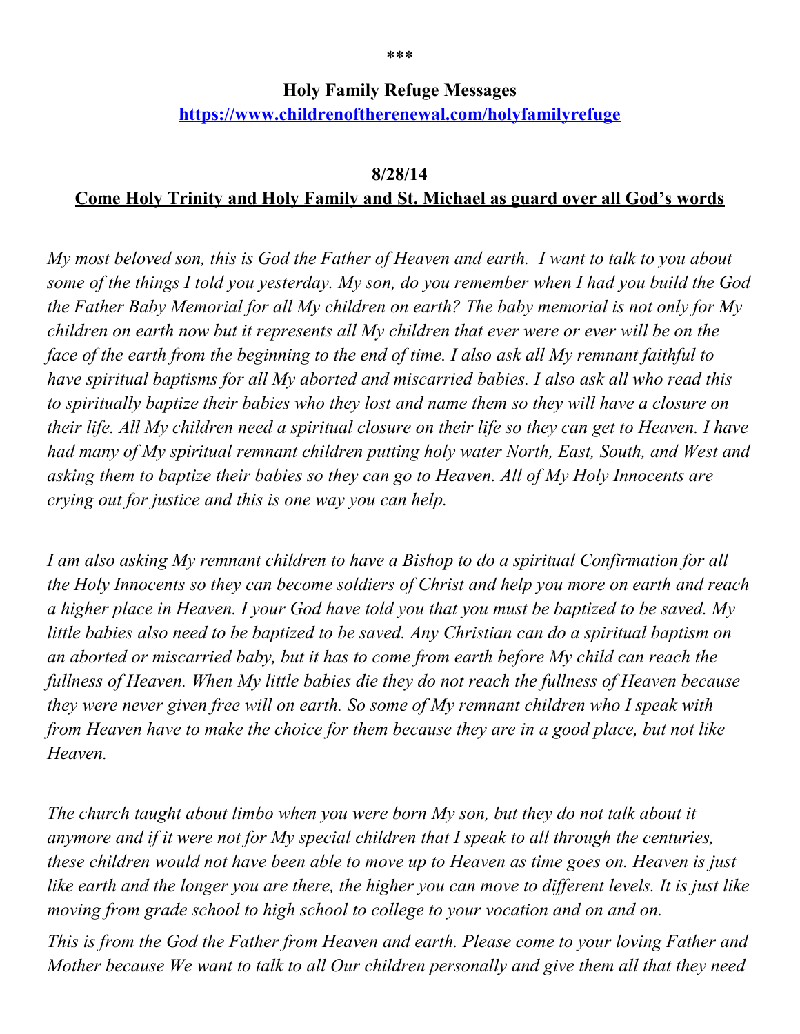\*\*\*

**Holy Family Refuge Messages**
**[https://www.childrenoftherenewal.com/holyfamilyrefuge](https://www.childrenoftherenewal.com/holyfamilyrefuge)**

**8/28/14**

**Come Holy Trinity and Holy Family and St. Michael as guard over all God's words**

*My most beloved son, this is God the Father of Heaven and earth. I want to talk to you about some of the things I told you yesterday. My son, do you remember when I had you build the God the Father Baby Memorial for all My children on earth? The baby memorial is not only for My children on earth now but it represents all My children that ever were or ever will be on the face of the earth from the beginning to the end of time. I also ask all My remnant faithful to have spiritual baptisms for all My aborted and miscarried babies. I also ask all who read this to spiritually baptize their babies who they lost and name them so they will have a closure on their life. All My children need a spiritual closure on their life so they can get to Heaven. I have had many of My spiritual remnant children putting holy water North, East, South, and West and asking them to baptize their babies so they can go to Heaven. All of My Holy Innocents are crying out for justice and this is one way you can help.*

*I am also asking My remnant children to have a Bishop to do a spiritual Confirmation for all the Holy Innocents so they can become soldiers of Christ and help you more on earth and reach a higher place in Heaven. I your God have told you that you must be baptized to be saved. My little babies also need to be baptized to be saved. Any Christian can do a spiritual baptism on an aborted or miscarried baby, but it has to come from earth before My child can reach the fullness of Heaven. When My little babies die they do not reach the fullness of Heaven because they were never given free will on earth. So some of My remnant children who I speak with from Heaven have to make the choice for them because they are in a good place, but not like Heaven.*

*The church taught about limbo when you were born My son, but they do not talk about it anymore and if it were not for My special children that I speak to all through the centuries, these children would not have been able to move up to Heaven as time goes on. Heaven is just like earth and the longer you are there, the higher you can move to different levels. It is just like moving from grade school to high school to college to your vocation and on and on.*

*This is from the God the Father from Heaven and earth. Please come to your loving Father and Mother because We want to talk to all Our children personally and give them all that they need*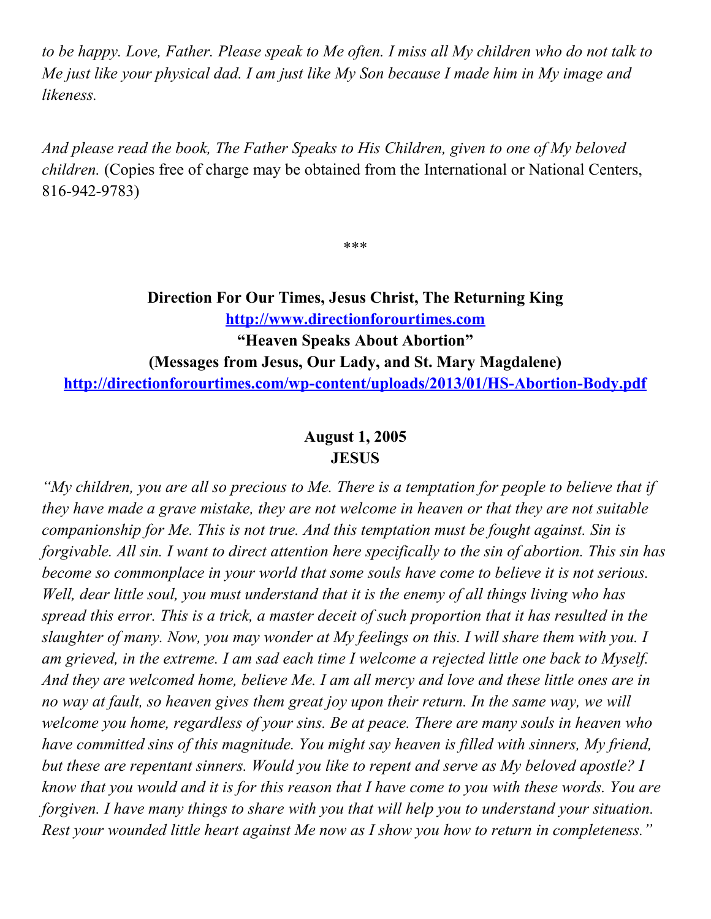*to be happy. Love, Father. Please speak to Me often. I miss all My children who do not talk to Me just like your physical dad. I am just like My Son because I made him in My image and likeness.*

*And please read the book, The Father Speaks to His Children, given to one of My beloved children.* (Copies free of charge may be obtained from the International or National Centers, 816-942-9783)

\*\*\*

**Direction For Our Times, Jesus Christ, The Returning King**
**[http://www.directionforourtimes.com](http://www.directionforourtimes.com)**
**"Heaven Speaks About Abortion"**
**(Messages from Jesus, Our Lady, and St. Mary Magdalene)**
**[http://directionforourtimes.com/wp-content/uploads/2013/01/HS-Abortion-Body.pdf](http://directionforourtimes.com/wp-content/uploads/2013/01/HS-Abortion-Body.pdf)**

**August 1, 2005**
**JESUS**

*"My children, you are all so precious to Me. There is a temptation for people to believe that if they have made a grave mistake, they are not welcome in heaven or that they are not suitable companionship for Me. This is not true. And this temptation must be fought against. Sin is forgivable. All sin. I want to direct attention here specifically to the sin of abortion. This sin has become so commonplace in your world that some souls have come to believe it is not serious. Well, dear little soul, you must understand that it is the enemy of all things living who has spread this error. This is a trick, a master deceit of such proportion that it has resulted in the slaughter of many. Now, you may wonder at My feelings on this. I will share them with you. I am grieved, in the extreme. I am sad each time I welcome a rejected little one back to Myself. And they are welcomed home, believe Me. I am all mercy and love and these little ones are in no way at fault, so heaven gives them great joy upon their return. In the same way, we will welcome you home, regardless of your sins. Be at peace. There are many souls in heaven who have committed sins of this magnitude. You might say heaven is filled with sinners, My friend, but these are repentant sinners. Would you like to repent and serve as My beloved apostle? I know that you would and it is for this reason that I have come to you with these words. You are forgiven. I have many things to share with you that will help you to understand your situation. Rest your wounded little heart against Me now as I show you how to return in completeness."*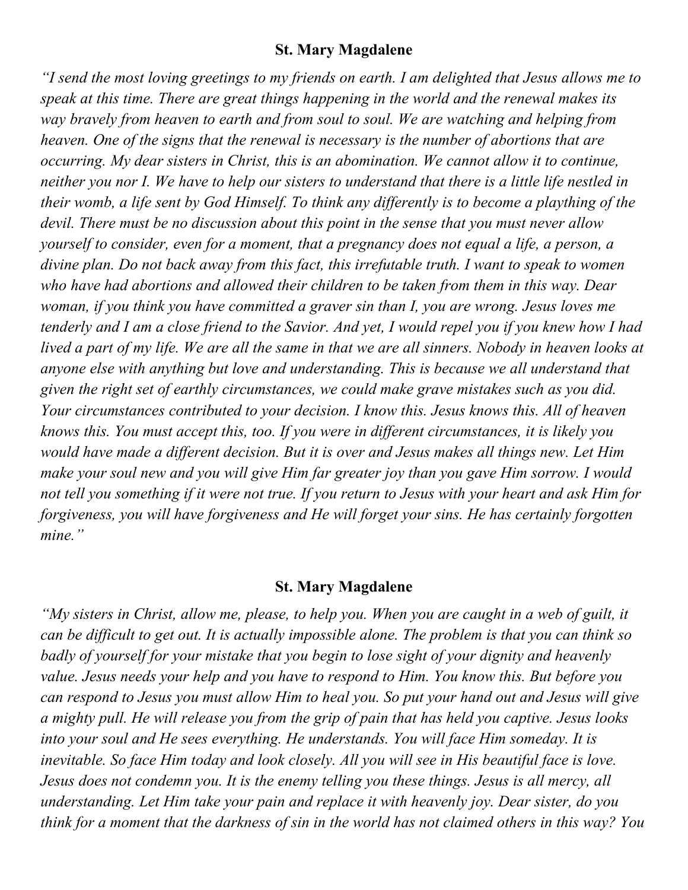## St. Mary Magdalene

*"I send the most loving greetings to my friends on earth. I am delighted that Jesus allows me to speak at this time. There are great things happening in the world and the renewal makes its way bravely from heaven to earth and from soul to soul. We are watching and helping from heaven. One of the signs that the renewal is necessary is the number of abortions that are occurring. My dear sisters in Christ, this is an abomination. We cannot allow it to continue, neither you nor I. We have to help our sisters to understand that there is a little life nestled in their womb, a life sent by God Himself. To think any differently is to become a plaything of the devil. There must be no discussion about this point in the sense that you must never allow yourself to consider, even for a moment, that a pregnancy does not equal a life, a person, a divine plan. Do not back away from this fact, this irrefutable truth. I want to speak to women who have had abortions and allowed their children to be taken from them in this way. Dear woman, if you think you have committed a graver sin than I, you are wrong. Jesus loves me tenderly and I am a close friend to the Savior. And yet, I would repel you if you knew how I had lived a part of my life. We are all the same in that we are all sinners. Nobody in heaven looks at anyone else with anything but love and understanding. This is because we all understand that given the right set of earthly circumstances, we could make grave mistakes such as you did. Your circumstances contributed to your decision. I know this. Jesus knows this. All of heaven knows this. You must accept this, too. If you were in different circumstances, it is likely you would have made a different decision. But it is over and Jesus makes all things new. Let Him make your soul new and you will give Him far greater joy than you gave Him sorrow. I would not tell you something if it were not true. If you return to Jesus with your heart and ask Him for forgiveness, you will have forgiveness and He will forget your sins. He has certainly forgotten mine."*

## St. Mary Magdalene

*"My sisters in Christ, allow me, please, to help you. When you are caught in a web of guilt, it can be difficult to get out. It is actually impossible alone. The problem is that you can think so badly of yourself for your mistake that you begin to lose sight of your dignity and heavenly value. Jesus needs your help and you have to respond to Him. You know this. But before you can respond to Jesus you must allow Him to heal you. So put your hand out and Jesus will give a mighty pull. He will release you from the grip of pain that has held you captive. Jesus looks into your soul and He sees everything. He understands. You will face Him someday. It is inevitable. So face Him today and look closely. All you will see in His beautiful face is love. Jesus does not condemn you. It is the enemy telling you these things. Jesus is all mercy, all understanding. Let Him take your pain and replace it with heavenly joy. Dear sister, do you think for a moment that the darkness of sin in the world has not claimed others in this way? You*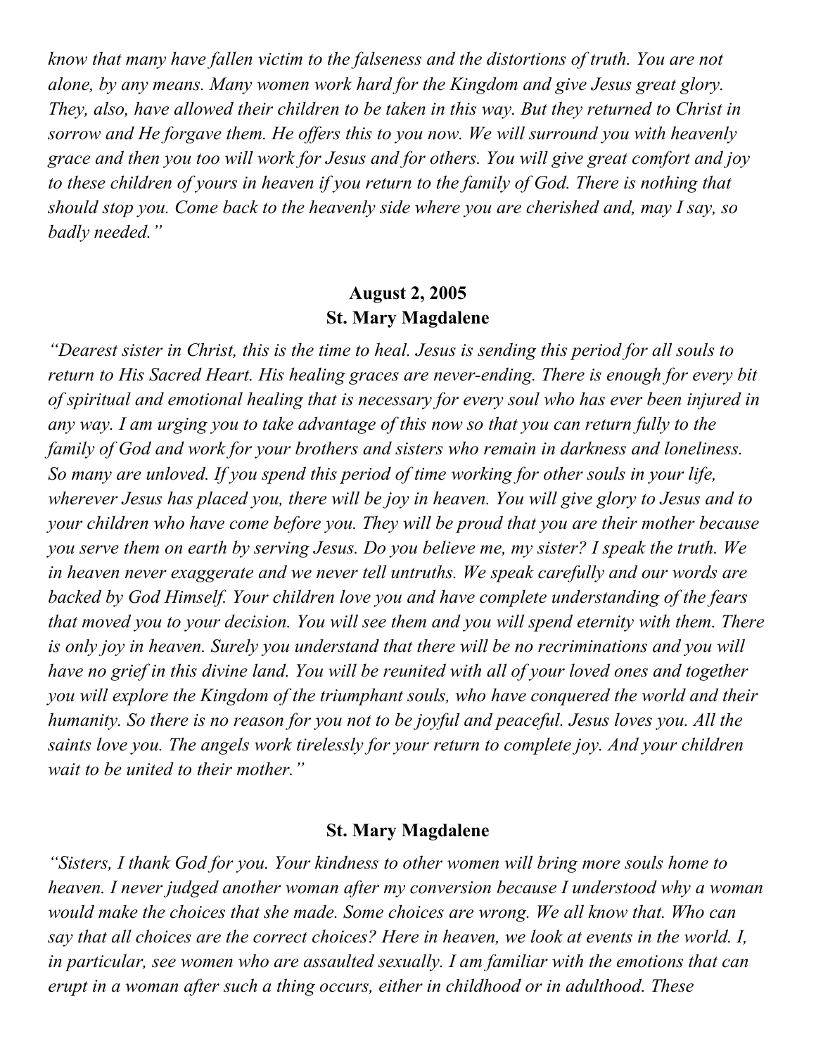*know that many have fallen victim to the falseness and the distortions of truth. You are not alone, by any means. Many women work hard for the Kingdom and give Jesus great glory. They, also, have allowed their children to be taken in this way. But they returned to Christ in sorrow and He forgave them. He offers this to you now. We will surround you with heavenly grace and then you too will work for Jesus and for others. You will give great comfort and joy to these children of yours in heaven if you return to the family of God. There is nothing that should stop you. Come back to the heavenly side where you are cherished and, may I say, so badly needed."*

**August 2, 2005**
**St. Mary Magdalene**

*"Dearest sister in Christ, this is the time to heal. Jesus is sending this period for all souls to return to His Sacred Heart. His healing graces are never-ending. There is enough for every bit of spiritual and emotional healing that is necessary for every soul who has ever been injured in any way. I am urging you to take advantage of this now so that you can return fully to the family of God and work for your brothers and sisters who remain in darkness and loneliness. So many are unloved. If you spend this period of time working for other souls in your life, wherever Jesus has placed you, there will be joy in heaven. You will give glory to Jesus and to your children who have come before you. They will be proud that you are their mother because you serve them on earth by serving Jesus. Do you believe me, my sister? I speak the truth. We in heaven never exaggerate and we never tell untruths. We speak carefully and our words are backed by God Himself. Your children love you and have complete understanding of the fears that moved you to your decision. You will see them and you will spend eternity with them. There is only joy in heaven. Surely you understand that there will be no recriminations and you will have no grief in this divine land. You will be reunited with all of your loved ones and together you will explore the Kingdom of the triumphant souls, who have conquered the world and their humanity. So there is no reason for you not to be joyful and peaceful. Jesus loves you. All the saints love you. The angels work tirelessly for your return to complete joy. And your children wait to be united to their mother."*

**St. Mary Magdalene**

*"Sisters, I thank God for you. Your kindness to other women will bring more souls home to heaven. I never judged another woman after my conversion because I understood why a woman would make the choices that she made. Some choices are wrong. We all know that. Who can say that all choices are the correct choices? Here in heaven, we look at events in the world. I, in particular, see women who are assaulted sexually. I am familiar with the emotions that can erupt in a woman after such a thing occurs, either in childhood or in adulthood. These*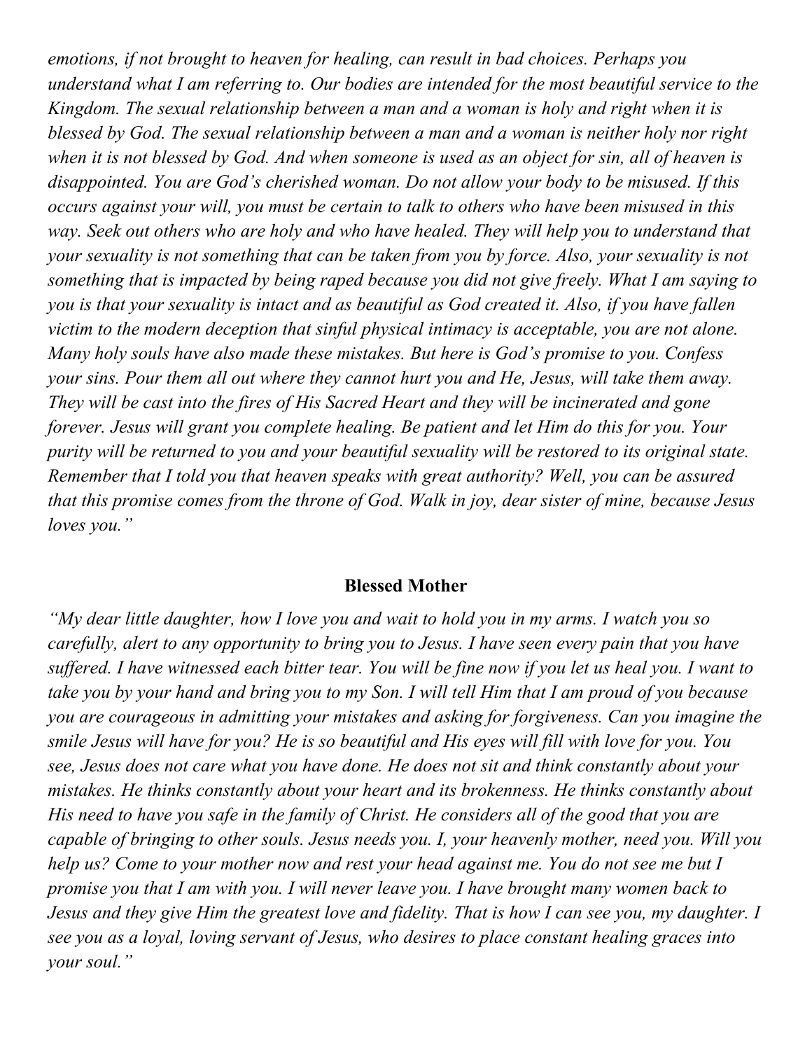*emotions, if not brought to heaven for healing, can result in bad choices. Perhaps you understand what I am referring to. Our bodies are intended for the most beautiful service to the Kingdom. The sexual relationship between a man and a woman is holy and right when it is blessed by God. The sexual relationship between a man and a woman is neither holy nor right when it is not blessed by God. And when someone is used as an object for sin, all of heaven is disappointed. You are God's cherished woman. Do not allow your body to be misused. If this occurs against your will, you must be certain to talk to others who have been misused in this way. Seek out others who are holy and who have healed. They will help you to understand that your sexuality is not something that can be taken from you by force. Also, your sexuality is not something that is impacted by being raped because you did not give freely. What I am saying to you is that your sexuality is intact and as beautiful as God created it. Also, if you have fallen victim to the modern deception that sinful physical intimacy is acceptable, you are not alone. Many holy souls have also made these mistakes. But here is God's promise to you. Confess your sins. Pour them all out where they cannot hurt you and He, Jesus, will take them away. They will be cast into the fires of His Sacred Heart and they will be incinerated and gone forever. Jesus will grant you complete healing. Be patient and let Him do this for you. Your purity will be returned to you and your beautiful sexuality will be restored to its original state. Remember that I told you that heaven speaks with great authority? Well, you can be assured that this promise comes from the throne of God. Walk in joy, dear sister of mine, because Jesus loves you."*

## Blessed Mother

*"My dear little daughter, how I love you and wait to hold you in my arms. I watch you so carefully, alert to any opportunity to bring you to Jesus. I have seen every pain that you have suffered. I have witnessed each bitter tear. You will be fine now if you let us heal you. I want to take you by your hand and bring you to my Son. I will tell Him that I am proud of you because you are courageous in admitting your mistakes and asking for forgiveness. Can you imagine the smile Jesus will have for you? He is so beautiful and His eyes will fill with love for you. You see, Jesus does not care what you have done. He does not sit and think constantly about your mistakes. He thinks constantly about your heart and its brokenness. He thinks constantly about His need to have you safe in the family of Christ. He considers all of the good that you are capable of bringing to other souls. Jesus needs you. I, your heavenly mother, need you. Will you help us? Come to your mother now and rest your head against me. You do not see me but I promise you that I am with you. I will never leave you. I have brought many women back to Jesus and they give Him the greatest love and fidelity. That is how I can see you, my daughter. I see you as a loyal, loving servant of Jesus, who desires to place constant healing graces into your soul."*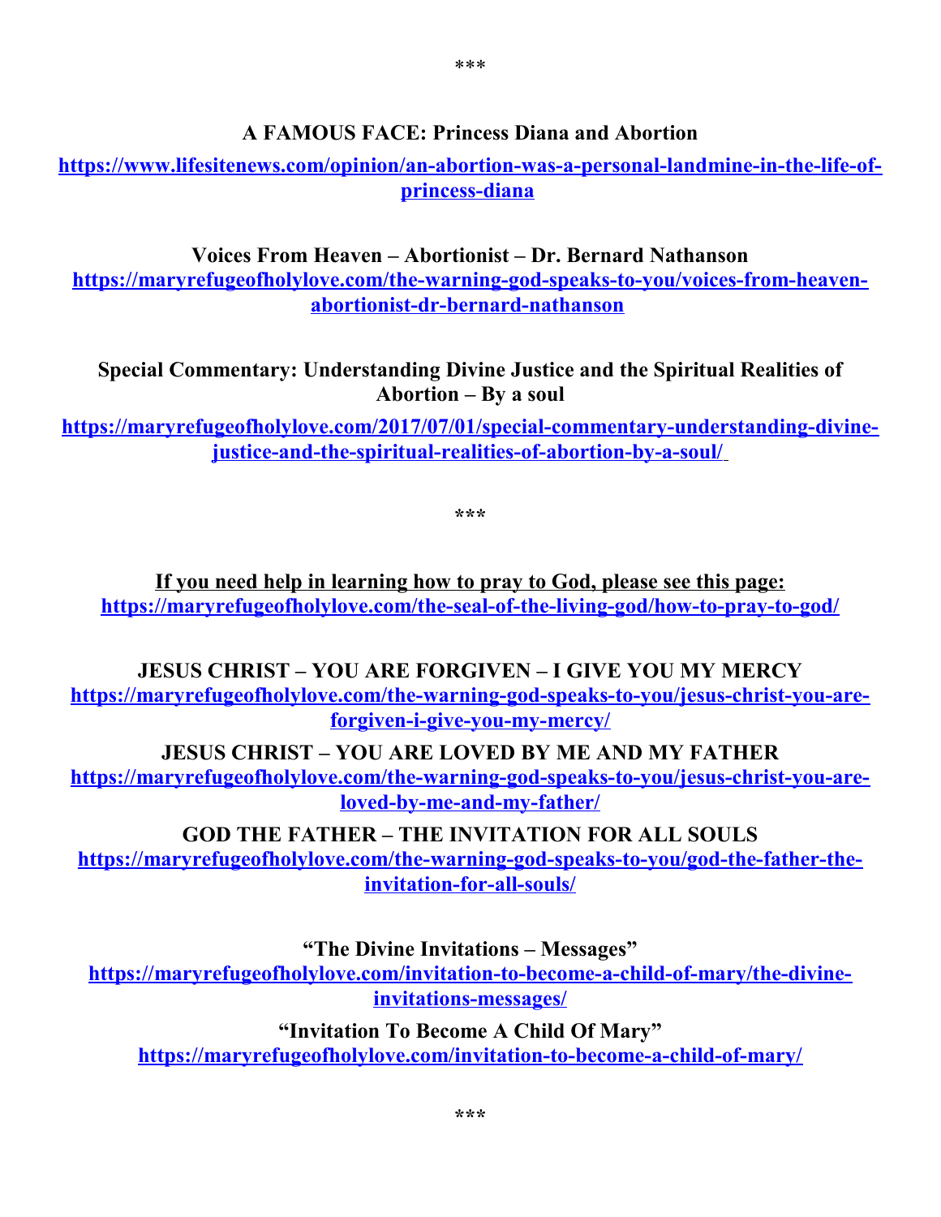\*\*\*

**A FAMOUS FACE: Princess Diana and Abortion**

https://www.lifesitenews.com/opinion/an-abortion-was-a-personal-landmine-in-the-life-of-princess-diana

**Voices From Heaven – Abortionist – Dr. Bernard Nathanson**

https://maryrefugeofholylove.com/the-warning-god-speaks-to-you/voices-from-heaven-abortionist-dr-bernard-nathanson

**Special Commentary: Understanding Divine Justice and the Spiritual Realities of Abortion – By a soul**

https://maryrefugeofholylove.com/2017/07/01/special-commentary-understanding-divine-justice-and-the-spiritual-realities-of-abortion-by-a-soul/

\*\*\*

**If you need help in learning how to pray to God, please see this page:**
https://maryrefugeofholylove.com/the-seal-of-the-living-god/how-to-pray-to-god/

**JESUS CHRIST – YOU ARE FORGIVEN – I GIVE YOU MY MERCY**
https://maryrefugeofholylove.com/the-warning-god-speaks-to-you/jesus-christ-you-are-forgiven-i-give-you-my-mercy/

**JESUS CHRIST – YOU ARE LOVED BY ME AND MY FATHER**
https://maryrefugeofholylove.com/the-warning-god-speaks-to-you/jesus-christ-you-are-loved-by-me-and-my-father/

**GOD THE FATHER – THE INVITATION FOR ALL SOULS**
https://maryrefugeofholylove.com/the-warning-god-speaks-to-you/god-the-father-the-invitation-for-all-souls/

**"The Divine Invitations – Messages"**
https://maryrefugeofholylove.com/invitation-to-become-a-child-of-mary/the-divine-invitations-messages/

**"Invitation To Become A Child Of Mary"**
https://maryrefugeofholylove.com/invitation-to-become-a-child-of-mary/

\*\*\*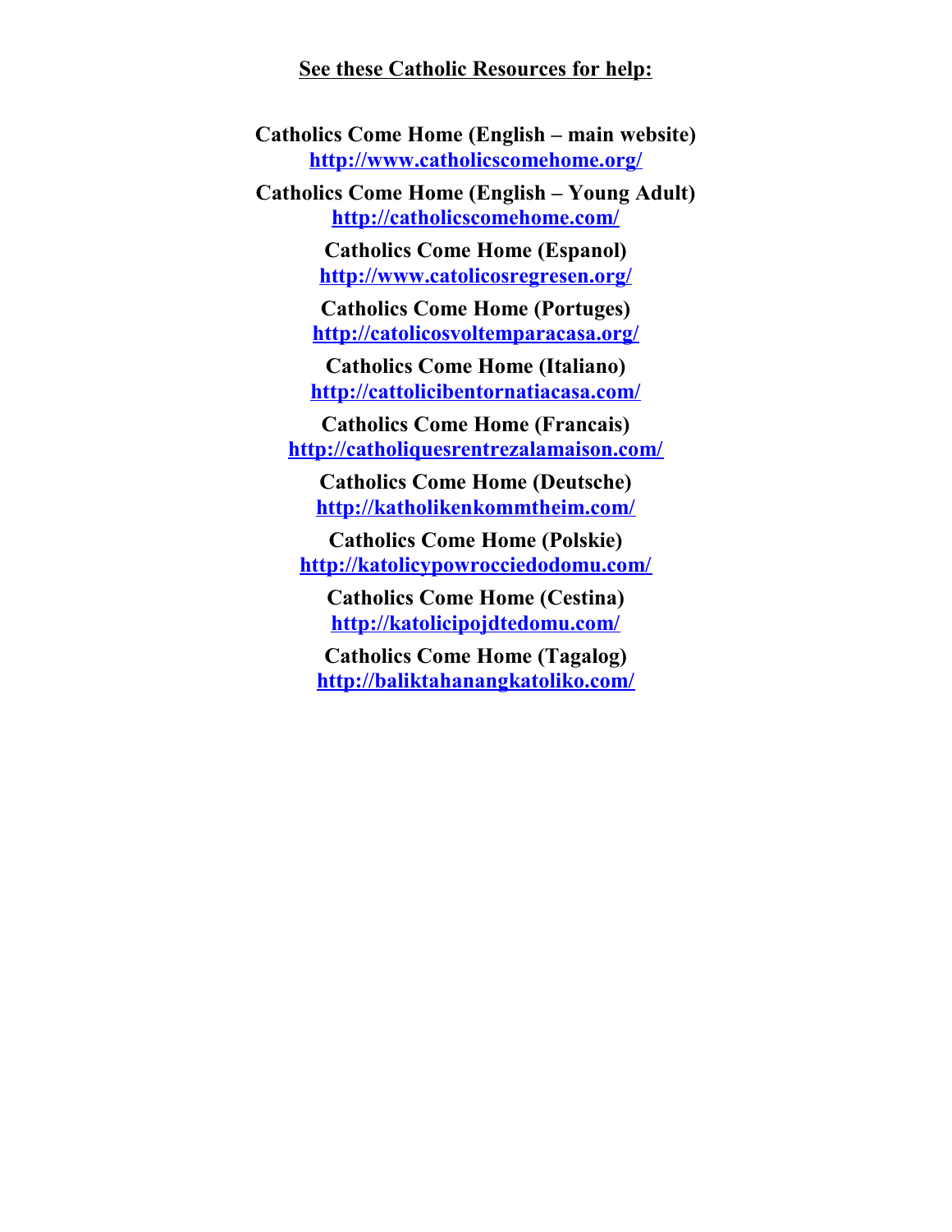**<u>See these Catholic Resources for help:</u>**

**Catholics Come Home (English – main website)**
**http://www.catholicscomehome.org/**

**Catholics Come Home (English – Young Adult)**
**http://catholicscomehome.com/**

**Catholics Come Home (Espanol)**
**http://www.catolicosregresen.org/**

**Catholics Come Home (Portuges)**
**http://catolicosvoltemparacasa.org/**

**Catholics Come Home (Italiano)**
**http://cattolicibentornatiacasa.com/**

**Catholics Come Home (Francais)**
**http://catholiquesrentrezalamaison.com/**

**Catholics Come Home (Deutsche)**
**http://katholikenkommtheim.com/**

**Catholics Come Home (Polskie)**
**http://katolicypowrocciedodomu.com/**

**Catholics Come Home (Cestina)**
**http://katolicipojdtedomu.com/**

**Catholics Come Home (Tagalog)**
**http://baliktahanangkatoliko.com/**